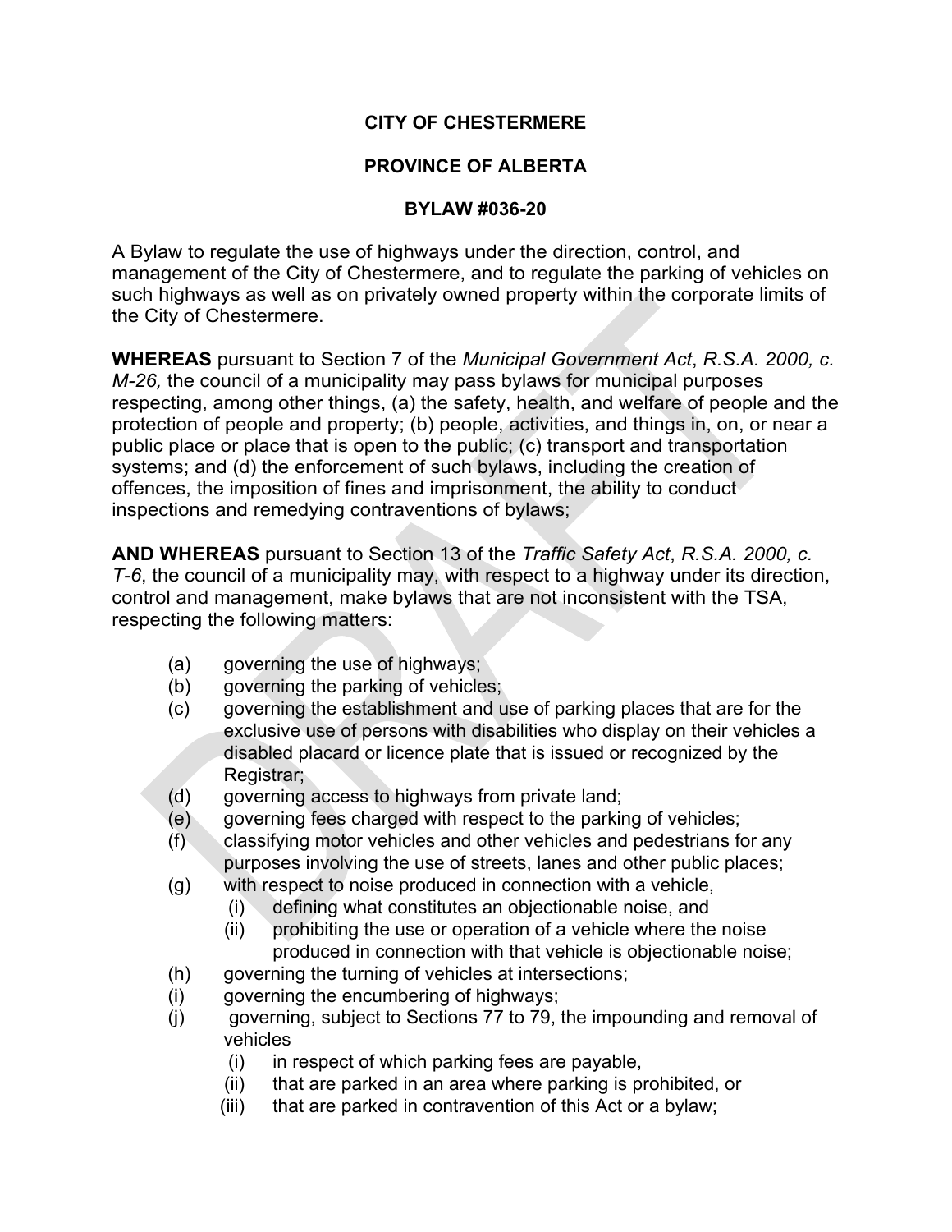**CITY OF CHESTERMERE**

**PROVINCE OF ALBERTA**

**BYLAW #036-20**

A Bylaw to regulate the use of highways under the direction, control, and management of the City of Chestermere, and to regulate the parking of vehicles on such highways as well as on privately owned property within the corporate limits of the City of Chestermere.

**WHEREAS** pursuant to Section 7 of the *Municipal Government Act*, *R.S.A. 2000, c. M-26,* the council of a municipality may pass bylaws for municipal purposes respecting, among other things, (a) the safety, health, and welfare of people and the protection of people and property; (b) people, activities, and things in, on, or near a public place or place that is open to the public; (c) transport and transportation systems; and (d) the enforcement of such bylaws, including the creation of offences, the imposition of fines and imprisonment, the ability to conduct inspections and remedying contraventions of bylaws;

**AND WHEREAS** pursuant to Section 13 of the *Traffic Safety Act*, *R.S.A. 2000, c. T-6*, the council of a municipality may, with respect to a highway under its direction, control and management, make bylaws that are not inconsistent with the TSA, respecting the following matters:

- (a) governing the use of highways;
- (b) governing the parking of vehicles;
- (c) governing the establishment and use of parking places that are for the exclusive use of persons with disabilities who display on their vehicles a disabled placard or licence plate that is issued or recognized by the Registrar;
- (d) governing access to highways from private land;
- (e) governing fees charged with respect to the parking of vehicles;
- (f) classifying motor vehicles and other vehicles and pedestrians for any purposes involving the use of streets, lanes and other public places;
- (g) with respect to noise produced in connection with a vehicle,
  - (i) defining what constitutes an objectionable noise, and
  - (ii) prohibiting the use or operation of a vehicle where the noise produced in connection with that vehicle is objectionable noise;
- (h) governing the turning of vehicles at intersections;
- (i) governing the encumbering of highways;
- (j) governing, subject to Sections 77 to 79, the impounding and removal of vehicles
  - (i) in respect of which parking fees are payable,
  - (ii) that are parked in an area where parking is prohibited, or
  - (iii) that are parked in contravention of this Act or a bylaw;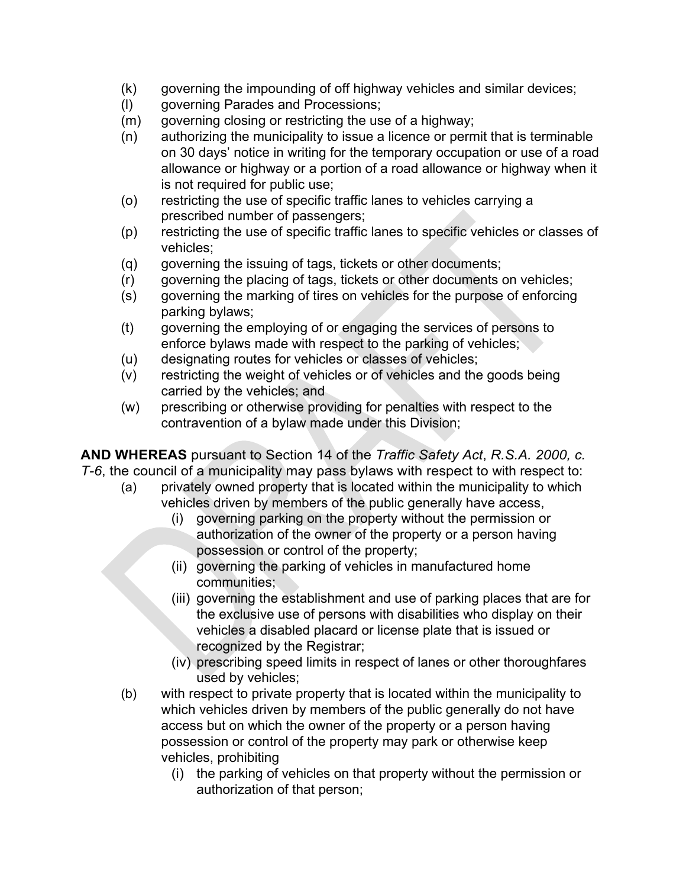- (k) governing the impounding of off highway vehicles and similar devices;
- (l) governing Parades and Processions;
- (m) governing closing or restricting the use of a highway;
- (n) authorizing the municipality to issue a licence or permit that is terminable on 30 days' notice in writing for the temporary occupation or use of a road allowance or highway or a portion of a road allowance or highway when it is not required for public use;
- (o) restricting the use of specific traffic lanes to vehicles carrying a prescribed number of passengers;
- (p) restricting the use of specific traffic lanes to specific vehicles or classes of vehicles;
- (q) governing the issuing of tags, tickets or other documents;
- (r) governing the placing of tags, tickets or other documents on vehicles;
- (s) governing the marking of tires on vehicles for the purpose of enforcing parking bylaws;
- (t) governing the employing of or engaging the services of persons to enforce bylaws made with respect to the parking of vehicles;
- (u) designating routes for vehicles or classes of vehicles;
- (v) restricting the weight of vehicles or of vehicles and the goods being carried by the vehicles; and
- (w) prescribing or otherwise providing for penalties with respect to the contravention of a bylaw made under this Division;

**AND WHEREAS** pursuant to Section 14 of the *Traffic Safety Act*, *R.S.A. 2000, c. T-6*, the council of a municipality may pass bylaws with respect to with respect to:

- (a) privately owned property that is located within the municipality to which vehicles driven by members of the public generally have access,
  - (i) governing parking on the property without the permission or authorization of the owner of the property or a person having possession or control of the property;
  - (ii) governing the parking of vehicles in manufactured home communities;
  - (iii) governing the establishment and use of parking places that are for the exclusive use of persons with disabilities who display on their vehicles a disabled placard or license plate that is issued or recognized by the Registrar;
  - (iv) prescribing speed limits in respect of lanes or other thoroughfares used by vehicles;
- (b) with respect to private property that is located within the municipality to which vehicles driven by members of the public generally do not have access but on which the owner of the property or a person having possession or control of the property may park or otherwise keep vehicles, prohibiting
  - (i) the parking of vehicles on that property without the permission or authorization of that person;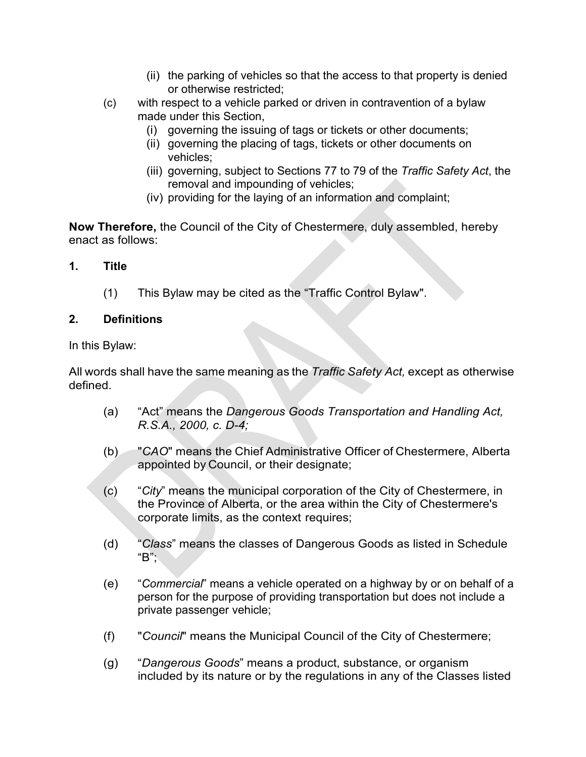(ii) the parking of vehicles so that the access to that property is denied or otherwise restricted;

(c) with respect to a vehicle parked or driven in contravention of a bylaw made under this Section,

(i) governing the issuing of tags or tickets or other documents;

(ii) governing the placing of tags, tickets or other documents on vehicles;

(iii) governing, subject to Sections 77 to 79 of the *Traffic Safety Act*, the removal and impounding of vehicles;

(iv) providing for the laying of an information and complaint;

**Now Therefore,** the Council of the City of Chestermere, duly assembled, hereby enact as follows:

## 1. Title

(1) This Bylaw may be cited as the "Traffic Control Bylaw".

## 2. Definitions

In this Bylaw:

All words shall have the same meaning as the *Traffic Safety Act,* except as otherwise defined.

(a) "Act" means the *Dangerous Goods Transportation and Handling Act, R.S.A., 2000, c. D-4;*

(b) "*CAO*" means the Chief Administrative Officer of Chestermere, Alberta appointed by Council, or their designate;

(c) "*City*" means the municipal corporation of the City of Chestermere, in the Province of Alberta, or the area within the City of Chestermere's corporate limits, as the context requires;

(d) "*Class*" means the classes of Dangerous Goods as listed in Schedule "B";

(e) "*Commercial*" means a vehicle operated on a highway by or on behalf of a person for the purpose of providing transportation but does not include a private passenger vehicle;

(f) "*Council*" means the Municipal Council of the City of Chestermere;

(g) "*Dangerous Goods*" means a product, substance, or organism included by its nature or by the regulations in any of the Classes listed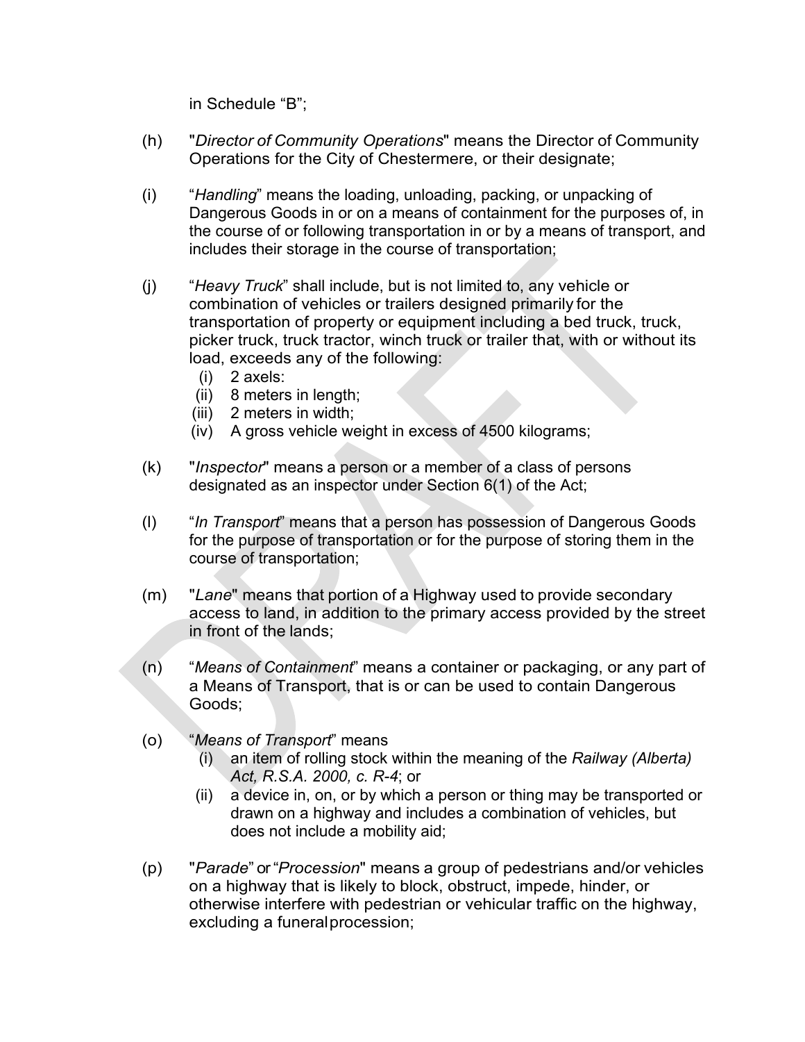in Schedule “B”;

(h) "*Director of Community Operations*" means the Director of Community Operations for the City of Chestermere, or their designate;

(i) “*Handling*” means the loading, unloading, packing, or unpacking of Dangerous Goods in or on a means of containment for the purposes of, in the course of or following transportation in or by a means of transport, and includes their storage in the course of transportation;

(j) “*Heavy Truck*” shall include, but is not limited to, any vehicle or combination of vehicles or trailers designed primarily for the transportation of property or equipment including a bed truck, truck, picker truck, truck tractor, winch truck or trailer that, with or without its load, exceeds any of the following:
   (i) 2 axels:
   (ii) 8 meters in length;
   (iii) 2 meters in width;
   (iv) A gross vehicle weight in excess of 4500 kilograms;

(k) "*Inspector*" means a person or a member of a class of persons designated as an inspector under Section 6(1) of the Act;

(l) “*In Transport*” means that a person has possession of Dangerous Goods for the purpose of transportation or for the purpose of storing them in the course of transportation;

(m) "*Lane*" means that portion of a Highway used to provide secondary access to land, in addition to the primary access provided by the street in front of the lands;

(n) “*Means of Containment*” means a container or packaging, or any part of a Means of Transport, that is or can be used to contain Dangerous Goods;

(o) “*Means of Transport*” means
   (i) an item of rolling stock within the meaning of the *Railway (Alberta) Act, R.S.A. 2000, c. R-4*; or
   (ii) a device in, on, or by which a person or thing may be transported or drawn on a highway and includes a combination of vehicles, but does not include a mobility aid;

(p) "*Parade*" or “*Procession*" means a group of pedestrians and/or vehicles on a highway that is likely to block, obstruct, impede, hinder, or otherwise interfere with pedestrian or vehicular traffic on the highway, excluding a funeral procession;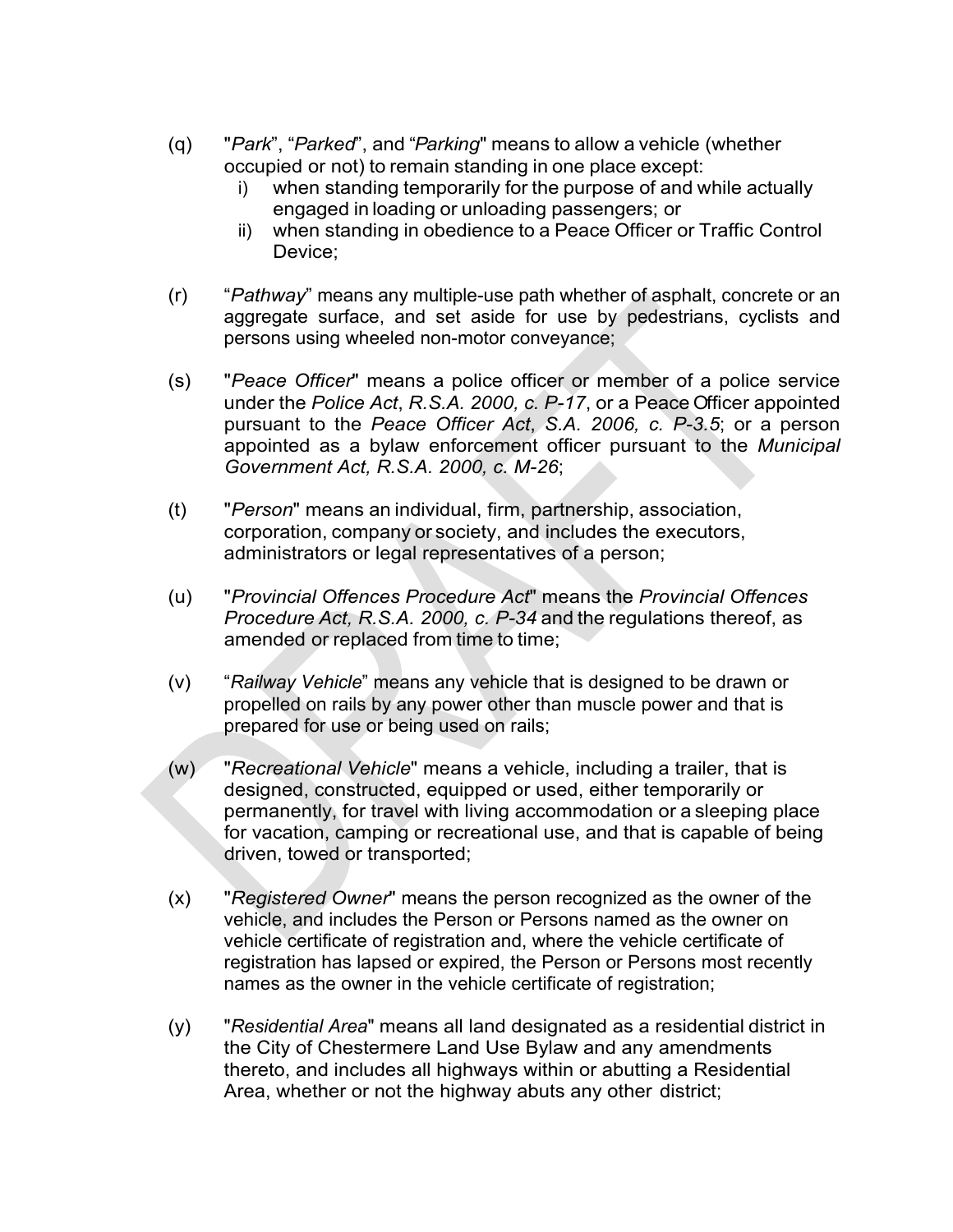(q) "*Park*", "*Parked*", and "*Parking*" means to allow a vehicle (whether occupied or not) to remain standing in one place except:

   i) when standing temporarily for the purpose of and while actually engaged in loading or unloading passengers; or
   ii) when standing in obedience to a Peace Officer or Traffic Control Device;

(r) "*Pathway*" means any multiple-use path whether of asphalt, concrete or an aggregate surface, and set aside for use by pedestrians, cyclists and persons using wheeled non-motor conveyance;

(s) "*Peace Officer*" means a police officer or member of a police service under the *Police Act*, *R.S.A. 2000, c. P-17*, or a Peace Officer appointed pursuant to the *Peace Officer Act*, *S.A. 2006, c. P-3.5*; or a person appointed as a bylaw enforcement officer pursuant to the *Municipal Government Act, R.S.A. 2000, c. M-26*;

(t) "*Person*" means an individual, firm, partnership, association, corporation, company or society, and includes the executors, administrators or legal representatives of a person;

(u) "*Provincial Offences Procedure Act*" means the *Provincial Offences Procedure Act, R.S.A. 2000, c. P-34* and the regulations thereof, as amended or replaced from time to time;

(v) "*Railway Vehicle*" means any vehicle that is designed to be drawn or propelled on rails by any power other than muscle power and that is prepared for use or being used on rails;

(w) "*Recreational Vehicle*" means a vehicle, including a trailer, that is designed, constructed, equipped or used, either temporarily or permanently, for travel with living accommodation or a sleeping place for vacation, camping or recreational use, and that is capable of being driven, towed or transported;

(x) "*Registered Owner*" means the person recognized as the owner of the vehicle, and includes the Person or Persons named as the owner on vehicle certificate of registration and, where the vehicle certificate of registration has lapsed or expired, the Person or Persons most recently names as the owner in the vehicle certificate of registration;

(y) "*Residential Area*" means all land designated as a residential district in the City of Chestermere Land Use Bylaw and any amendments thereto, and includes all highways within or abutting a Residential Area, whether or not the highway abuts any other district;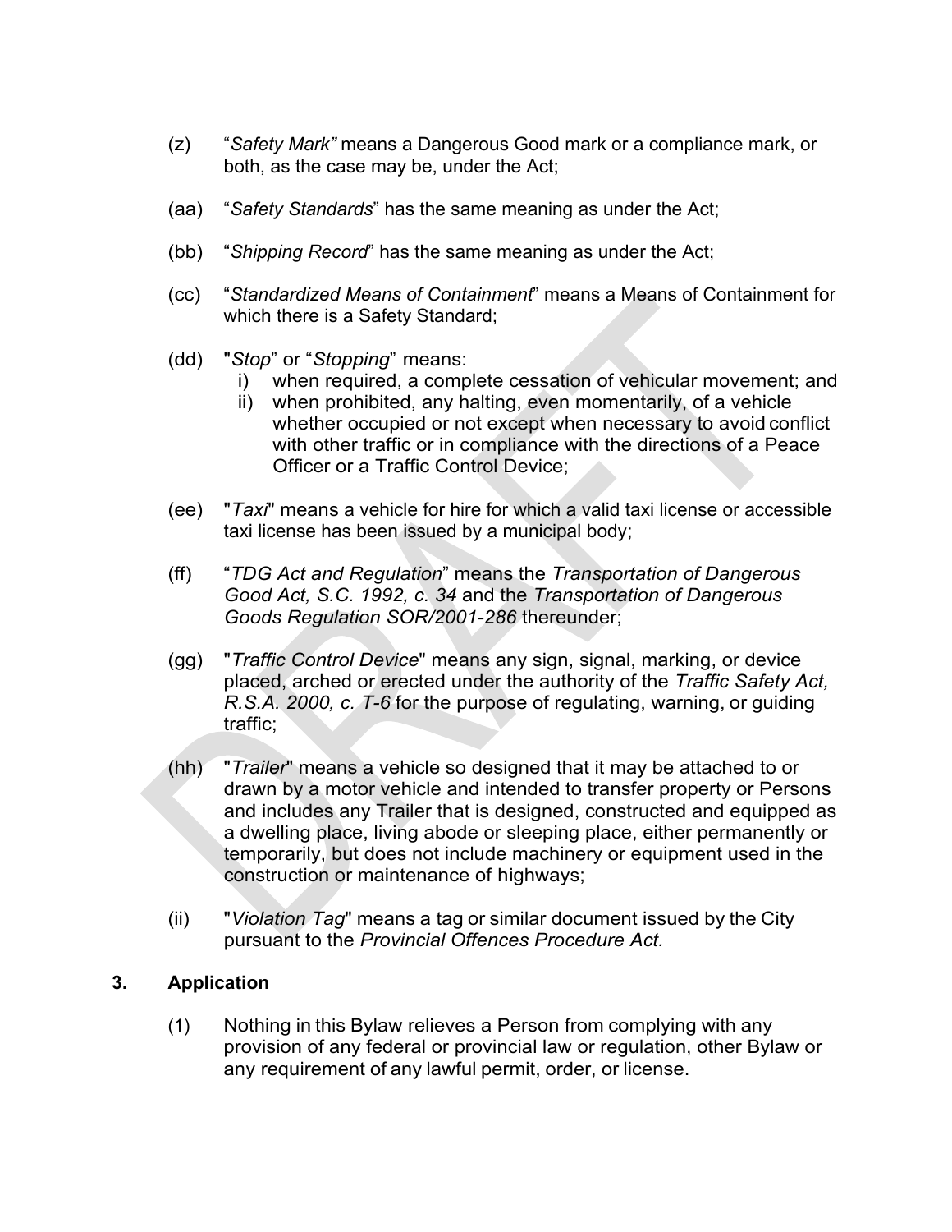(z) "*Safety Mark"* means a Dangerous Good mark or a compliance mark, or both, as the case may be, under the Act;

(aa) "*Safety Standards*" has the same meaning as under the Act;

(bb) "*Shipping Record*" has the same meaning as under the Act;

(cc) "*Standardized Means of Containment*" means a Means of Containment for which there is a Safety Standard;

(dd) "*Stop*" or "*Stopping*" means:

  i) when required, a complete cessation of vehicular movement; and
  ii) when prohibited, any halting, even momentarily, of a vehicle whether occupied or not except when necessary to avoid conflict with other traffic or in compliance with the directions of a Peace Officer or a Traffic Control Device;

(ee) "*Taxi*" means a vehicle for hire for which a valid taxi license or accessible taxi license has been issued by a municipal body;

(ff) "*TDG Act and Regulation*" means the *Transportation of Dangerous Good Act, S.C. 1992, c. 34* and the *Transportation of Dangerous Goods Regulation SOR/2001-286* thereunder;

(gg) "*Traffic Control Device*" means any sign, signal, marking, or device placed, arched or erected under the authority of the *Traffic Safety Act, R.S.A. 2000, c. T-6* for the purpose of regulating, warning, or guiding traffic;

(hh) "*Trailer*" means a vehicle so designed that it may be attached to or drawn by a motor vehicle and intended to transfer property or Persons and includes any Trailer that is designed, constructed and equipped as a dwelling place, living abode or sleeping place, either permanently or temporarily, but does not include machinery or equipment used in the construction or maintenance of highways;

(ii) "*Violation Tag*" means a tag or similar document issued by the City pursuant to the *Provincial Offences Procedure Act.*

## 3. Application

(1) Nothing in this Bylaw relieves a Person from complying with any provision of any federal or provincial law or regulation, other Bylaw or any requirement of any lawful permit, order, or license.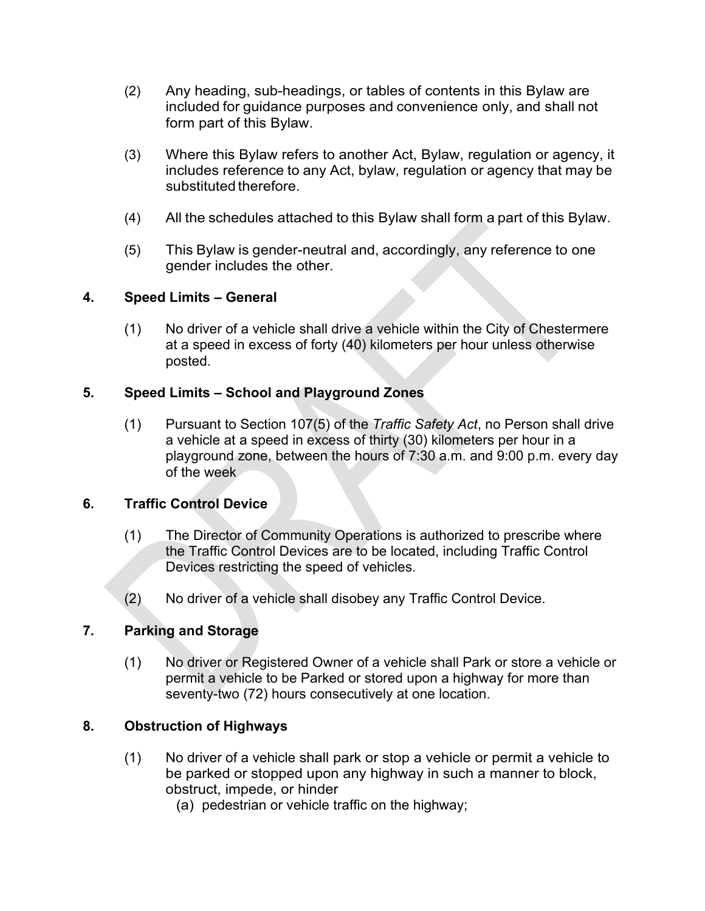(2) Any heading, sub-headings, or tables of contents in this Bylaw are included for guidance purposes and convenience only, and shall not form part of this Bylaw.

(3) Where this Bylaw refers to another Act, Bylaw, regulation or agency, it includes reference to any Act, bylaw, regulation or agency that may be substituted therefore.

(4) All the schedules attached to this Bylaw shall form a part of this Bylaw.

(5) This Bylaw is gender-neutral and, accordingly, any reference to one gender includes the other.

**4. Speed Limits – General**

(1) No driver of a vehicle shall drive a vehicle within the City of Chestermere at a speed in excess of forty (40) kilometers per hour unless otherwise posted.

**5. Speed Limits – School and Playground Zones**

(1) Pursuant to Section 107(5) of the *Traffic Safety Act*, no Person shall drive a vehicle at a speed in excess of thirty (30) kilometers per hour in a playground zone, between the hours of 7:30 a.m. and 9:00 p.m. every day of the week

**6. Traffic Control Device**

(1) The Director of Community Operations is authorized to prescribe where the Traffic Control Devices are to be located, including Traffic Control Devices restricting the speed of vehicles.

(2) No driver of a vehicle shall disobey any Traffic Control Device.

**7. Parking and Storage**

(1) No driver or Registered Owner of a vehicle shall Park or store a vehicle or permit a vehicle to be Parked or stored upon a highway for more than seventy-two (72) hours consecutively at one location.

**8. Obstruction of Highways**

(1) No driver of a vehicle shall park or stop a vehicle or permit a vehicle to be parked or stopped upon any highway in such a manner to block, obstruct, impede, or hinder

(a) pedestrian or vehicle traffic on the highway;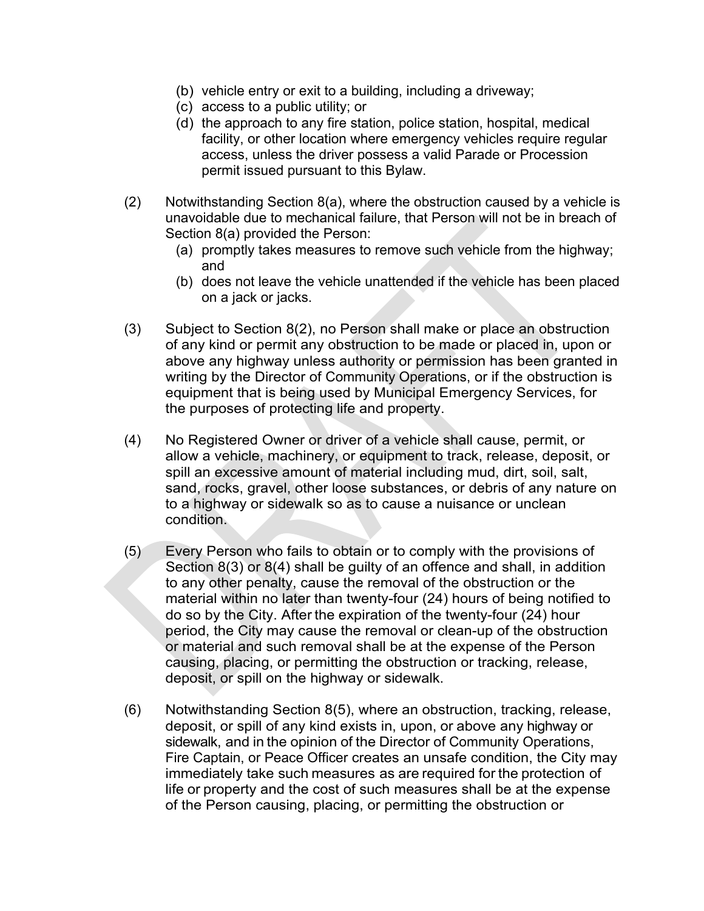(b) vehicle entry or exit to a building, including a driveway;
(c) access to a public utility; or
(d) the approach to any fire station, police station, hospital, medical facility, or other location where emergency vehicles require regular access, unless the driver possess a valid Parade or Procession permit issued pursuant to this Bylaw.

(2) Notwithstanding Section 8(a), where the obstruction caused by a vehicle is unavoidable due to mechanical failure, that Person will not be in breach of Section 8(a) provided the Person:
(a) promptly takes measures to remove such vehicle from the highway; and
(b) does not leave the vehicle unattended if the vehicle has been placed on a jack or jacks.

(3) Subject to Section 8(2), no Person shall make or place an obstruction of any kind or permit any obstruction to be made or placed in, upon or above any highway unless authority or permission has been granted in writing by the Director of Community Operations, or if the obstruction is equipment that is being used by Municipal Emergency Services, for the purposes of protecting life and property.

(4) No Registered Owner or driver of a vehicle shall cause, permit, or allow a vehicle, machinery, or equipment to track, release, deposit, or spill an excessive amount of material including mud, dirt, soil, salt, sand, rocks, gravel, other loose substances, or debris of any nature on to a highway or sidewalk so as to cause a nuisance or unclean condition.

(5) Every Person who fails to obtain or to comply with the provisions of Section 8(3) or 8(4) shall be guilty of an offence and shall, in addition to any other penalty, cause the removal of the obstruction or the material within no later than twenty-four (24) hours of being notified to do so by the City. After the expiration of the twenty-four (24) hour period, the City may cause the removal or clean-up of the obstruction or material and such removal shall be at the expense of the Person causing, placing, or permitting the obstruction or tracking, release, deposit, or spill on the highway or sidewalk.

(6) Notwithstanding Section 8(5), where an obstruction, tracking, release, deposit, or spill of any kind exists in, upon, or above any highway or sidewalk, and in the opinion of the Director of Community Operations, Fire Captain, or Peace Officer creates an unsafe condition, the City may immediately take such measures as are required for the protection of life or property and the cost of such measures shall be at the expense of the Person causing, placing, or permitting the obstruction or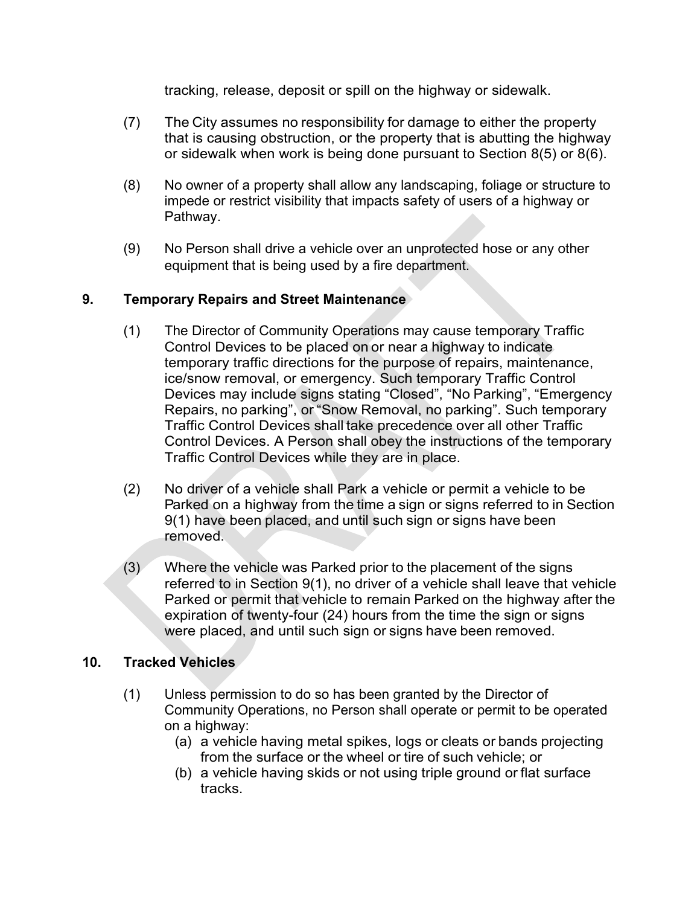tracking, release, deposit or spill on the highway or sidewalk.

(7) The City assumes no responsibility for damage to either the property that is causing obstruction, or the property that is abutting the highway or sidewalk when work is being done pursuant to Section 8(5) or 8(6).

(8) No owner of a property shall allow any landscaping, foliage or structure to impede or restrict visibility that impacts safety of users of a highway or Pathway.

(9) No Person shall drive a vehicle over an unprotected hose or any other equipment that is being used by a fire department.

## 9. Temporary Repairs and Street Maintenance

(1) The Director of Community Operations may cause temporary Traffic Control Devices to be placed on or near a highway to indicate temporary traffic directions for the purpose of repairs, maintenance, ice/snow removal, or emergency. Such temporary Traffic Control Devices may include signs stating “Closed”, “No Parking”, “Emergency Repairs, no parking”, or “Snow Removal, no parking”. Such temporary Traffic Control Devices shall take precedence over all other Traffic Control Devices. A Person shall obey the instructions of the temporary Traffic Control Devices while they are in place.

(2) No driver of a vehicle shall Park a vehicle or permit a vehicle to be Parked on a highway from the time a sign or signs referred to in Section 9(1) have been placed, and until such sign or signs have been removed.

(3) Where the vehicle was Parked prior to the placement of the signs referred to in Section 9(1), no driver of a vehicle shall leave that vehicle Parked or permit that vehicle to remain Parked on the highway after the expiration of twenty-four (24) hours from the time the sign or signs were placed, and until such sign or signs have been removed.

## 10. Tracked Vehicles

(1) Unless permission to do so has been granted by the Director of Community Operations, no Person shall operate or permit to be operated on a highway:

   (a) a vehicle having metal spikes, logs or cleats or bands projecting from the surface or the wheel or tire of such vehicle; or
   
   (b) a vehicle having skids or not using triple ground or flat surface tracks.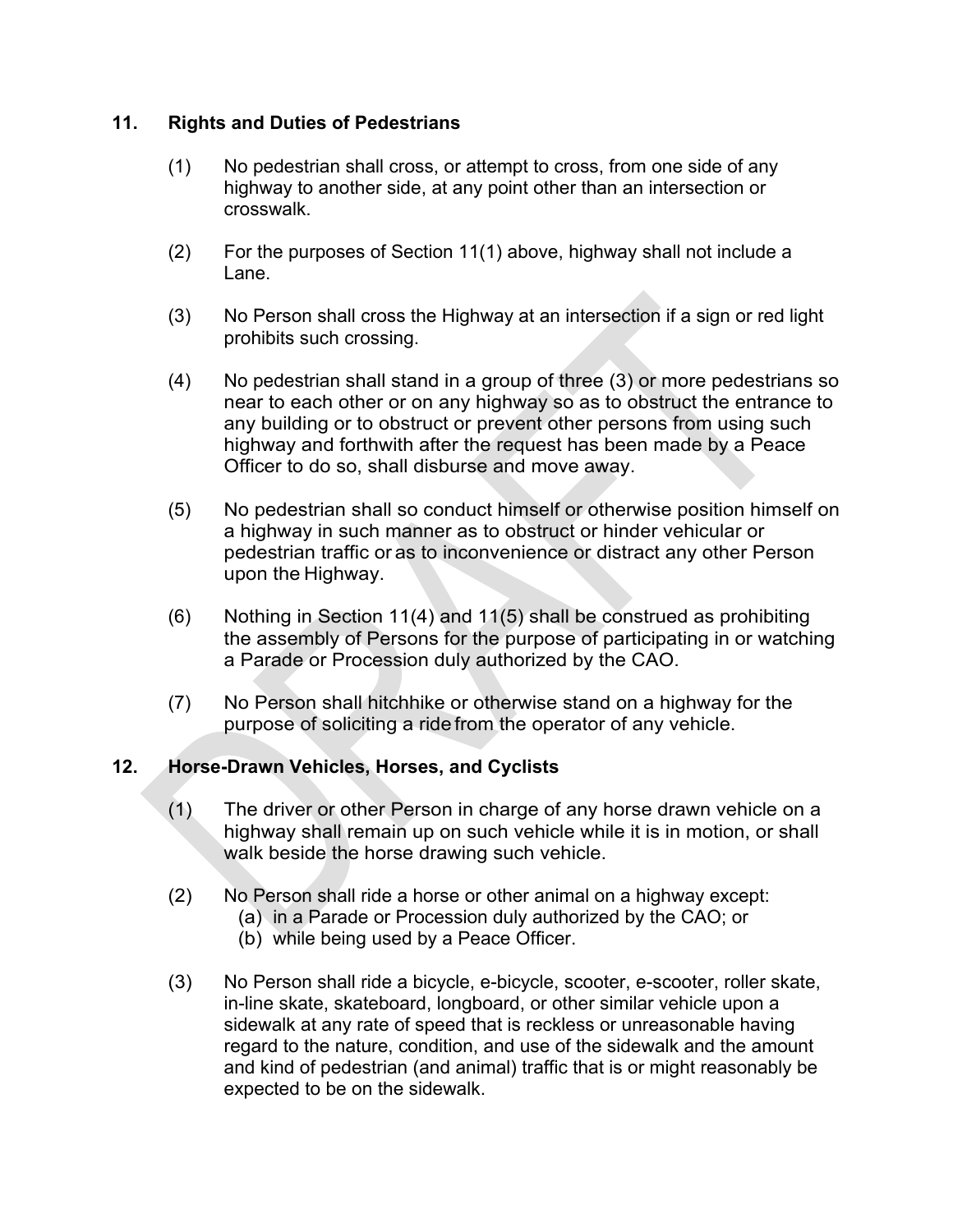## 11. Rights and Duties of Pedestrians

(1) No pedestrian shall cross, or attempt to cross, from one side of any highway to another side, at any point other than an intersection or crosswalk.

(2) For the purposes of Section 11(1) above, highway shall not include a Lane.

(3) No Person shall cross the Highway at an intersection if a sign or red light prohibits such crossing.

(4) No pedestrian shall stand in a group of three (3) or more pedestrians so near to each other or on any highway so as to obstruct the entrance to any building or to obstruct or prevent other persons from using such highway and forthwith after the request has been made by a Peace Officer to do so, shall disburse and move away.

(5) No pedestrian shall so conduct himself or otherwise position himself on a highway in such manner as to obstruct or hinder vehicular or pedestrian traffic or as to inconvenience or distract any other Person upon the Highway.

(6) Nothing in Section 11(4) and 11(5) shall be construed as prohibiting the assembly of Persons for the purpose of participating in or watching a Parade or Procession duly authorized by the CAO.

(7) No Person shall hitchhike or otherwise stand on a highway for the purpose of soliciting a ride from the operator of any vehicle.

## 12. Horse-Drawn Vehicles, Horses, and Cyclists

(1) The driver or other Person in charge of any horse drawn vehicle on a highway shall remain up on such vehicle while it is in motion, or shall walk beside the horse drawing such vehicle.

(2) No Person shall ride a horse or other animal on a highway except:
   (a) in a Parade or Procession duly authorized by the CAO; or
   (b) while being used by a Peace Officer.

(3) No Person shall ride a bicycle, e-bicycle, scooter, e-scooter, roller skate, in-line skate, skateboard, longboard, or other similar vehicle upon a sidewalk at any rate of speed that is reckless or unreasonable having regard to the nature, condition, and use of the sidewalk and the amount and kind of pedestrian (and animal) traffic that is or might reasonably be expected to be on the sidewalk.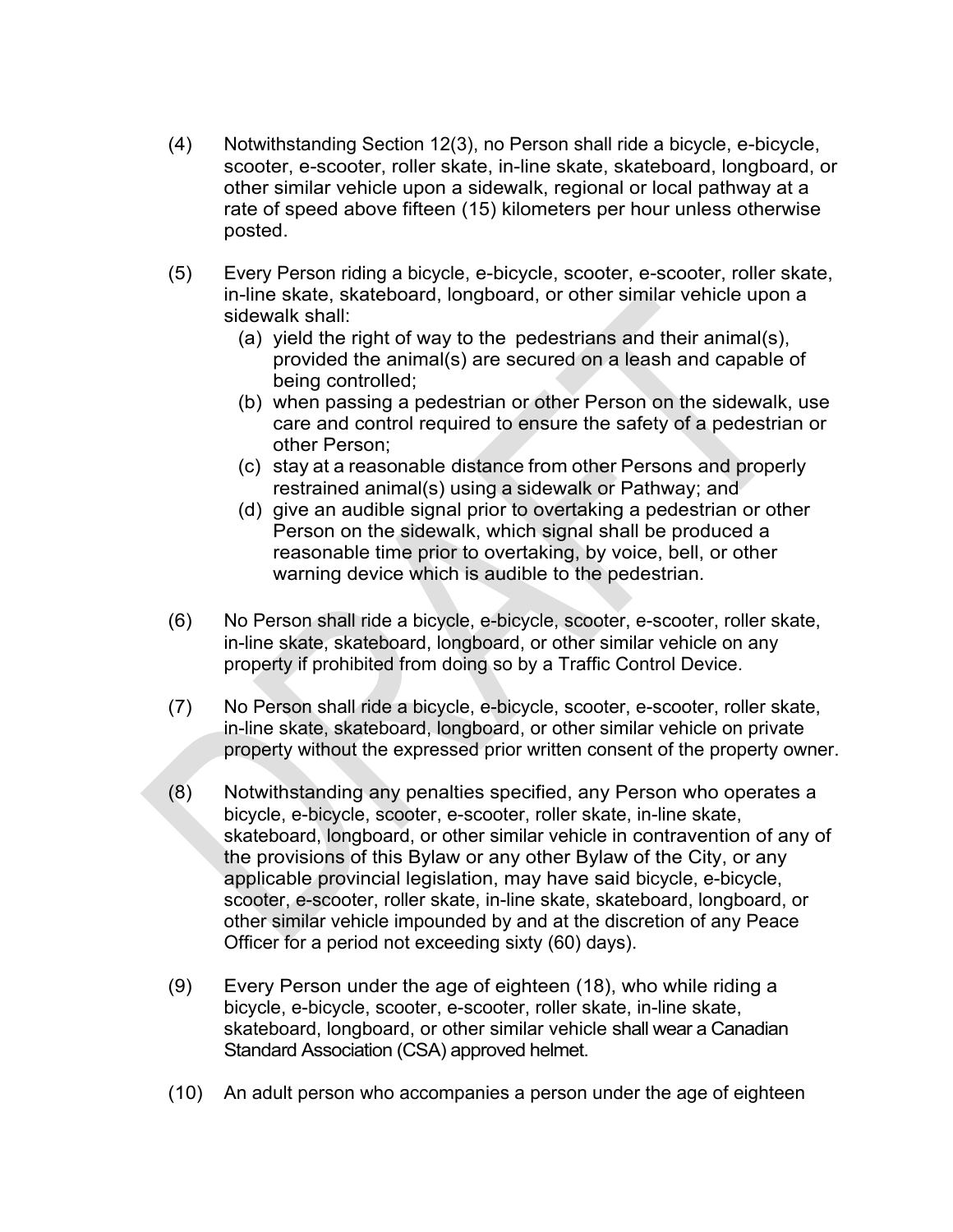(4) Notwithstanding Section 12(3), no Person shall ride a bicycle, e-bicycle, scooter, e-scooter, roller skate, in-line skate, skateboard, longboard, or other similar vehicle upon a sidewalk, regional or local pathway at a rate of speed above fifteen (15) kilometers per hour unless otherwise posted.

(5) Every Person riding a bicycle, e-bicycle, scooter, e-scooter, roller skate, in-line skate, skateboard, longboard, or other similar vehicle upon a sidewalk shall:

(a) yield the right of way to the pedestrians and their animal(s), provided the animal(s) are secured on a leash and capable of being controlled;

(b) when passing a pedestrian or other Person on the sidewalk, use care and control required to ensure the safety of a pedestrian or other Person;

(c) stay at a reasonable distance from other Persons and properly restrained animal(s) using a sidewalk or Pathway; and

(d) give an audible signal prior to overtaking a pedestrian or other Person on the sidewalk, which signal shall be produced a reasonable time prior to overtaking, by voice, bell, or other warning device which is audible to the pedestrian.

(6) No Person shall ride a bicycle, e-bicycle, scooter, e-scooter, roller skate, in-line skate, skateboard, longboard, or other similar vehicle on any property if prohibited from doing so by a Traffic Control Device.

(7) No Person shall ride a bicycle, e-bicycle, scooter, e-scooter, roller skate, in-line skate, skateboard, longboard, or other similar vehicle on private property without the expressed prior written consent of the property owner.

(8) Notwithstanding any penalties specified, any Person who operates a bicycle, e-bicycle, scooter, e-scooter, roller skate, in-line skate, skateboard, longboard, or other similar vehicle in contravention of any of the provisions of this Bylaw or any other Bylaw of the City, or any applicable provincial legislation, may have said bicycle, e-bicycle, scooter, e-scooter, roller skate, in-line skate, skateboard, longboard, or other similar vehicle impounded by and at the discretion of any Peace Officer for a period not exceeding sixty (60) days).

(9) Every Person under the age of eighteen (18), who while riding a bicycle, e-bicycle, scooter, e-scooter, roller skate, in-line skate, skateboard, longboard, or other similar vehicle shall wear a Canadian Standard Association (CSA) approved helmet.

(10) An adult person who accompanies a person under the age of eighteen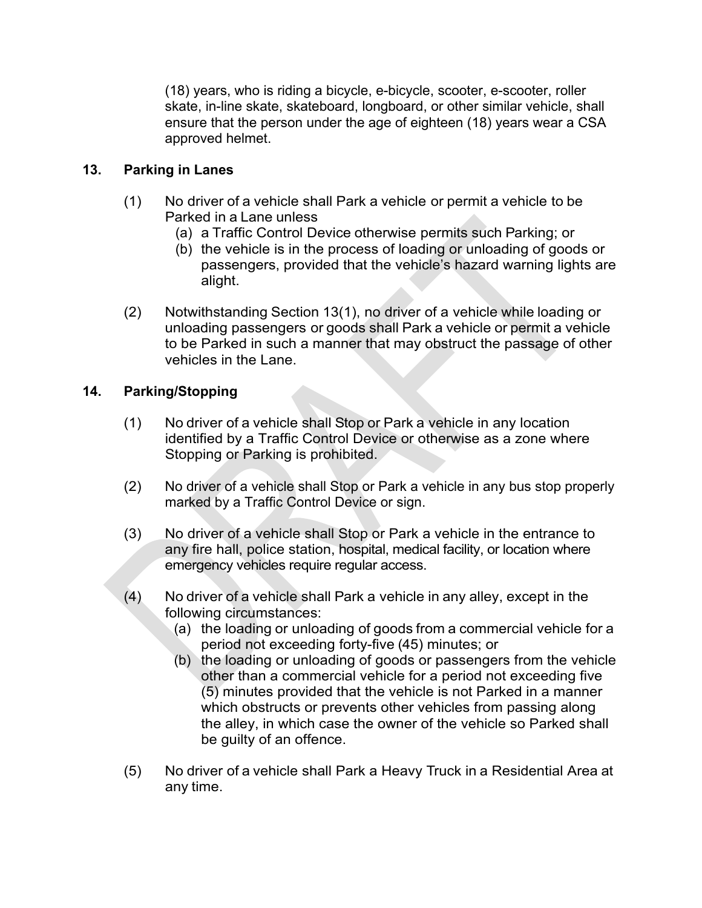(18) years, who is riding a bicycle, e-bicycle, scooter, e-scooter, roller skate, in-line skate, skateboard, longboard, or other similar vehicle, shall ensure that the person under the age of eighteen (18) years wear a CSA approved helmet.

## 13. Parking in Lanes

(1) No driver of a vehicle shall Park a vehicle or permit a vehicle to be Parked in a Lane unless

- (a) a Traffic Control Device otherwise permits such Parking; or
- (b) the vehicle is in the process of loading or unloading of goods or passengers, provided that the vehicle's hazard warning lights are alight.

(2) Notwithstanding Section 13(1), no driver of a vehicle while loading or unloading passengers or goods shall Park a vehicle or permit a vehicle to be Parked in such a manner that may obstruct the passage of other vehicles in the Lane.

## 14. Parking/Stopping

(1) No driver of a vehicle shall Stop or Park a vehicle in any location identified by a Traffic Control Device or otherwise as a zone where Stopping or Parking is prohibited.

(2) No driver of a vehicle shall Stop or Park a vehicle in any bus stop properly marked by a Traffic Control Device or sign.

(3) No driver of a vehicle shall Stop or Park a vehicle in the entrance to any fire hall, police station, hospital, medical facility, or location where emergency vehicles require regular access.

(4) No driver of a vehicle shall Park a vehicle in any alley, except in the following circumstances:

- (a) the loading or unloading of goods from a commercial vehicle for a period not exceeding forty-five (45) minutes; or
- (b) the loading or unloading of goods or passengers from the vehicle other than a commercial vehicle for a period not exceeding five (5) minutes provided that the vehicle is not Parked in a manner which obstructs or prevents other vehicles from passing along the alley, in which case the owner of the vehicle so Parked shall be guilty of an offence.

(5) No driver of a vehicle shall Park a Heavy Truck in a Residential Area at any time.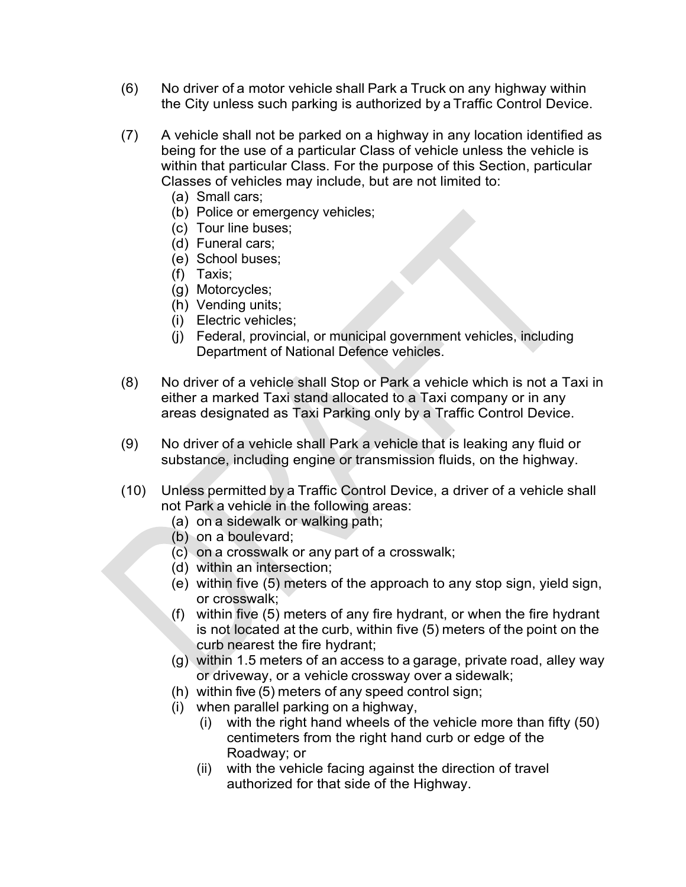(6) No driver of a motor vehicle shall Park a Truck on any highway within the City unless such parking is authorized by a Traffic Control Device.

(7) A vehicle shall not be parked on a highway in any location identified as being for the use of a particular Class of vehicle unless the vehicle is within that particular Class. For the purpose of this Section, particular Classes of vehicles may include, but are not limited to:

   (a) Small cars;
   (b) Police or emergency vehicles;
   (c) Tour line buses;
   (d) Funeral cars;
   (e) School buses;
   (f) Taxis;
   (g) Motorcycles;
   (h) Vending units;
   (i) Electric vehicles;
   (j) Federal, provincial, or municipal government vehicles, including Department of National Defence vehicles.

(8) No driver of a vehicle shall Stop or Park a vehicle which is not a Taxi in either a marked Taxi stand allocated to a Taxi company or in any areas designated as Taxi Parking only by a Traffic Control Device.

(9) No driver of a vehicle shall Park a vehicle that is leaking any fluid or substance, including engine or transmission fluids, on the highway.

(10) Unless permitted by a Traffic Control Device, a driver of a vehicle shall not Park a vehicle in the following areas:

   (a) on a sidewalk or walking path;
   (b) on a boulevard;
   (c) on a crosswalk or any part of a crosswalk;
   (d) within an intersection;
   (e) within five (5) meters of the approach to any stop sign, yield sign, or crosswalk;
   (f) within five (5) meters of any fire hydrant, or when the fire hydrant is not located at the curb, within five (5) meters of the point on the curb nearest the fire hydrant;
   (g) within 1.5 meters of an access to a garage, private road, alley way or driveway, or a vehicle crossway over a sidewalk;
   (h) within five (5) meters of any speed control sign;
   (i) when parallel parking on a highway,
      (i) with the right hand wheels of the vehicle more than fifty (50) centimeters from the right hand curb or edge of the Roadway; or
      (ii) with the vehicle facing against the direction of travel authorized for that side of the Highway.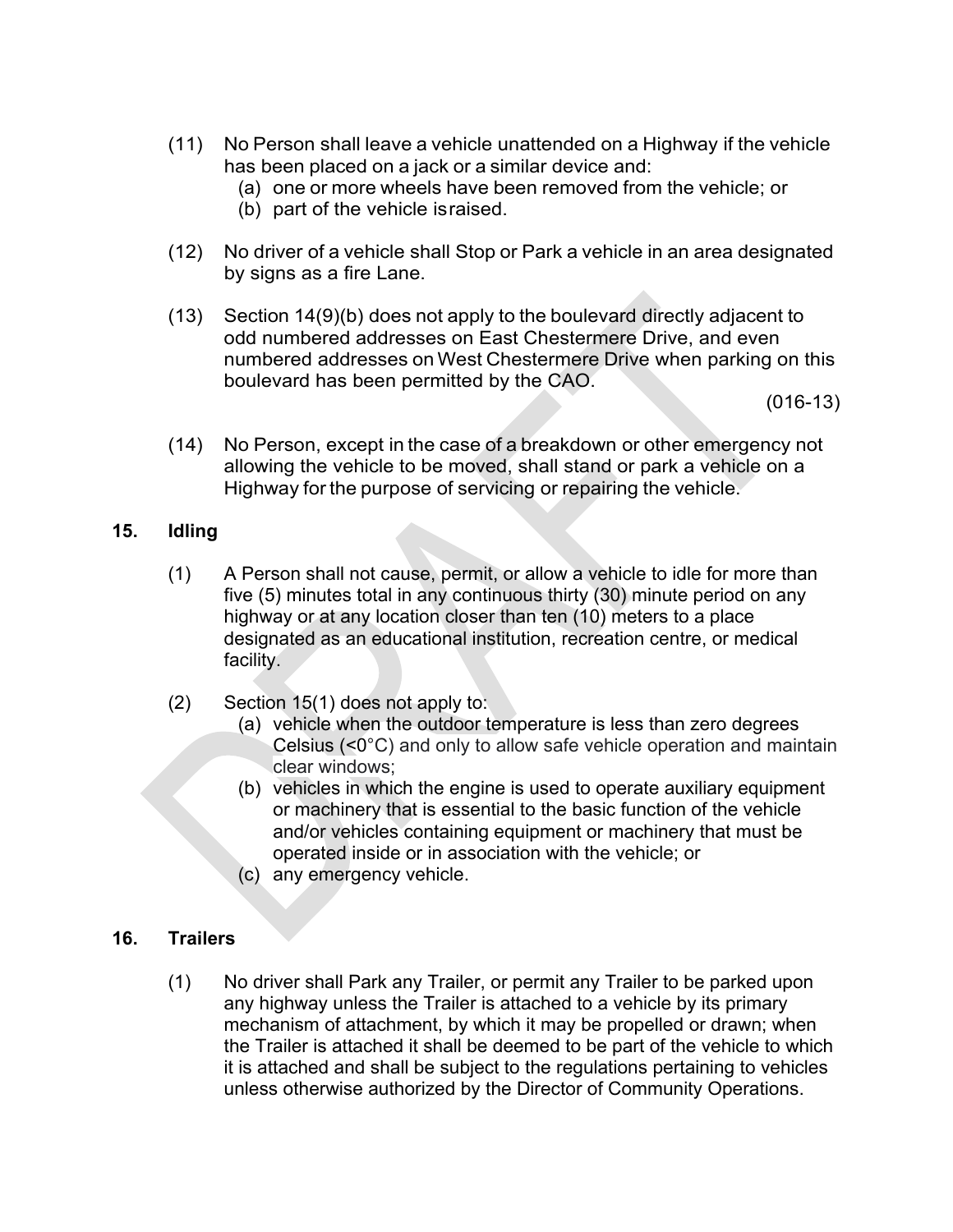(11) No Person shall leave a vehicle unattended on a Highway if the vehicle has been placed on a jack or a similar device and:

   (a) one or more wheels have been removed from the vehicle; or
   
   (b) part of the vehicle israised.

(12) No driver of a vehicle shall Stop or Park a vehicle in an area designated by signs as a fire Lane.

(13) Section 14(9)(b) does not apply to the boulevard directly adjacent to odd numbered addresses on East Chestermere Drive, and even numbered addresses on West Chestermere Drive when parking on this boulevard has been permitted by the CAO.

(016-13)

(14) No Person, except in the case of a breakdown or other emergency not allowing the vehicle to be moved, shall stand or park a vehicle on a Highway for the purpose of servicing or repairing the vehicle.

## 15. Idling

(1) A Person shall not cause, permit, or allow a vehicle to idle for more than five (5) minutes total in any continuous thirty (30) minute period on any highway or at any location closer than ten (10) meters to a place designated as an educational institution, recreation centre, or medical facility.

(2) Section 15(1) does not apply to:

   (a) vehicle when the outdoor temperature is less than zero degrees Celsius (<0°C) and only to allow safe vehicle operation and maintain clear windows;
   
   (b) vehicles in which the engine is used to operate auxiliary equipment or machinery that is essential to the basic function of the vehicle and/or vehicles containing equipment or machinery that must be operated inside or in association with the vehicle; or
   
   (c) any emergency vehicle.

## 16. Trailers

(1) No driver shall Park any Trailer, or permit any Trailer to be parked upon any highway unless the Trailer is attached to a vehicle by its primary mechanism of attachment, by which it may be propelled or drawn; when the Trailer is attached it shall be deemed to be part of the vehicle to which it is attached and shall be subject to the regulations pertaining to vehicles unless otherwise authorized by the Director of Community Operations.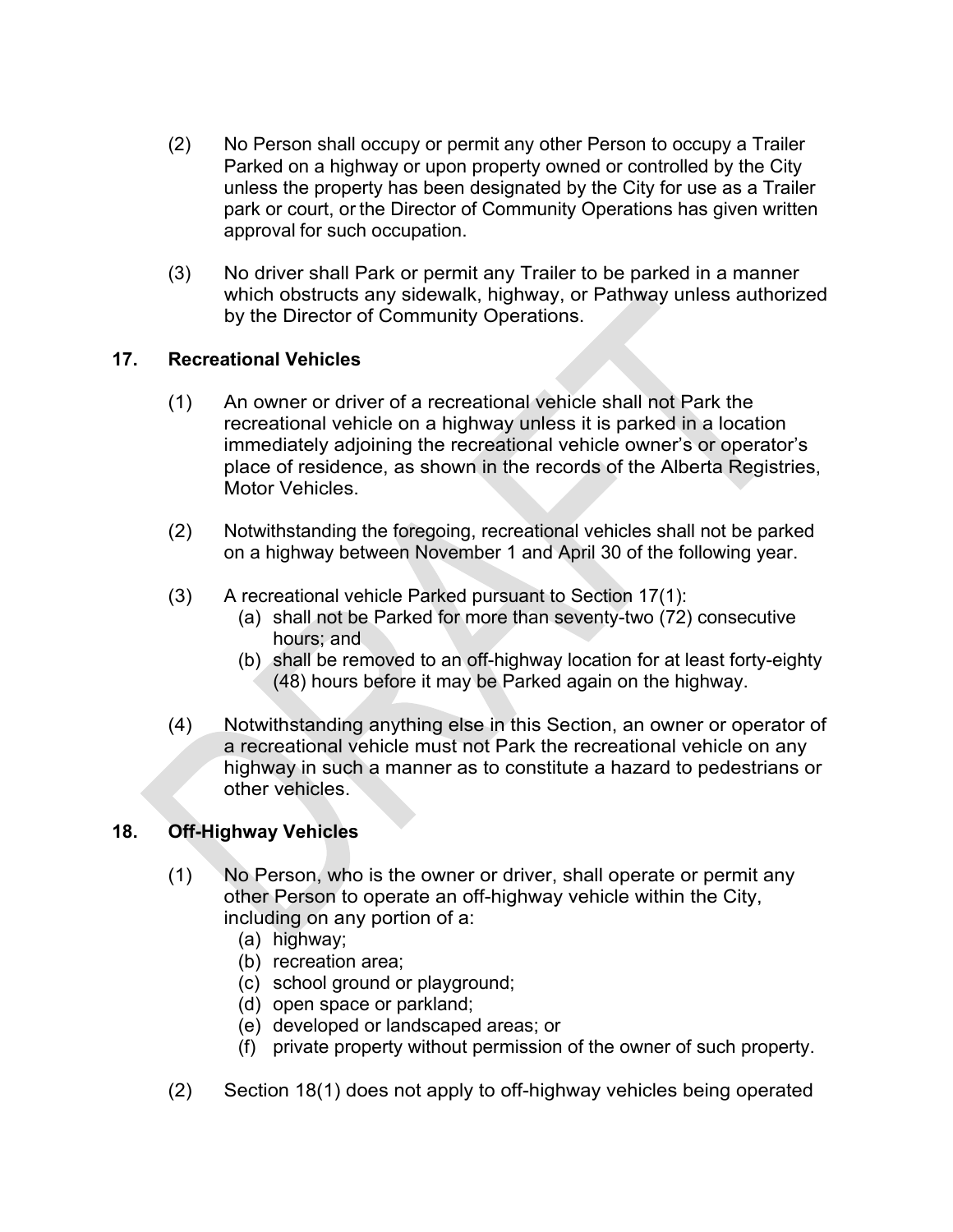(2) No Person shall occupy or permit any other Person to occupy a Trailer Parked on a highway or upon property owned or controlled by the City unless the property has been designated by the City for use as a Trailer park or court, or the Director of Community Operations has given written approval for such occupation.

(3) No driver shall Park or permit any Trailer to be parked in a manner which obstructs any sidewalk, highway, or Pathway unless authorized by the Director of Community Operations.

**17. Recreational Vehicles**

(1) An owner or driver of a recreational vehicle shall not Park the recreational vehicle on a highway unless it is parked in a location immediately adjoining the recreational vehicle owner's or operator's place of residence, as shown in the records of the Alberta Registries, Motor Vehicles.

(2) Notwithstanding the foregoing, recreational vehicles shall not be parked on a highway between November 1 and April 30 of the following year.

(3) A recreational vehicle Parked pursuant to Section 17(1):
   (a) shall not be Parked for more than seventy-two (72) consecutive hours; and
   (b) shall be removed to an off-highway location for at least forty-eighty (48) hours before it may be Parked again on the highway.

(4) Notwithstanding anything else in this Section, an owner or operator of a recreational vehicle must not Park the recreational vehicle on any highway in such a manner as to constitute a hazard to pedestrians or other vehicles.

**18. Off-Highway Vehicles**

(1) No Person, who is the owner or driver, shall operate or permit any other Person to operate an off-highway vehicle within the City, including on any portion of a:
   (a) highway;
   (b) recreation area;
   (c) school ground or playground;
   (d) open space or parkland;
   (e) developed or landscaped areas; or
   (f) private property without permission of the owner of such property.

(2) Section 18(1) does not apply to off-highway vehicles being operated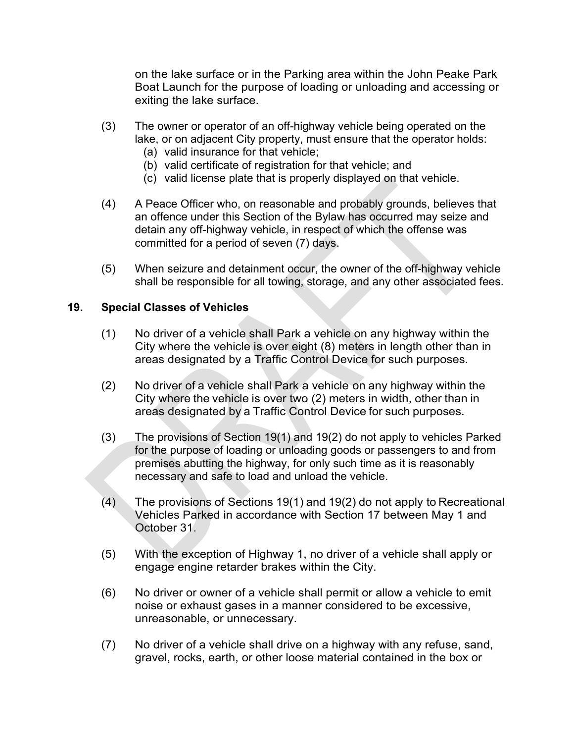on the lake surface or in the Parking area within the John Peake Park Boat Launch for the purpose of loading or unloading and accessing or exiting the lake surface.

(3) The owner or operator of an off-highway vehicle being operated on the lake, or on adjacent City property, must ensure that the operator holds:
   (a) valid insurance for that vehicle;
   (b) valid certificate of registration for that vehicle; and
   (c) valid license plate that is properly displayed on that vehicle.

(4) A Peace Officer who, on reasonable and probably grounds, believes that an offence under this Section of the Bylaw has occurred may seize and detain any off-highway vehicle, in respect of which the offense was committed for a period of seven (7) days.

(5) When seizure and detainment occur, the owner of the off-highway vehicle shall be responsible for all towing, storage, and any other associated fees.

**19. Special Classes of Vehicles**

(1) No driver of a vehicle shall Park a vehicle on any highway within the City where the vehicle is over eight (8) meters in length other than in areas designated by a Traffic Control Device for such purposes.

(2) No driver of a vehicle shall Park a vehicle on any highway within the City where the vehicle is over two (2) meters in width, other than in areas designated by a Traffic Control Device for such purposes.

(3) The provisions of Section 19(1) and 19(2) do not apply to vehicles Parked for the purpose of loading or unloading goods or passengers to and from premises abutting the highway, for only such time as it is reasonably necessary and safe to load and unload the vehicle.

(4) The provisions of Sections 19(1) and 19(2) do not apply to Recreational Vehicles Parked in accordance with Section 17 between May 1 and October 31.

(5) With the exception of Highway 1, no driver of a vehicle shall apply or engage engine retarder brakes within the City.

(6) No driver or owner of a vehicle shall permit or allow a vehicle to emit noise or exhaust gases in a manner considered to be excessive, unreasonable, or unnecessary.

(7) No driver of a vehicle shall drive on a highway with any refuse, sand, gravel, rocks, earth, or other loose material contained in the box or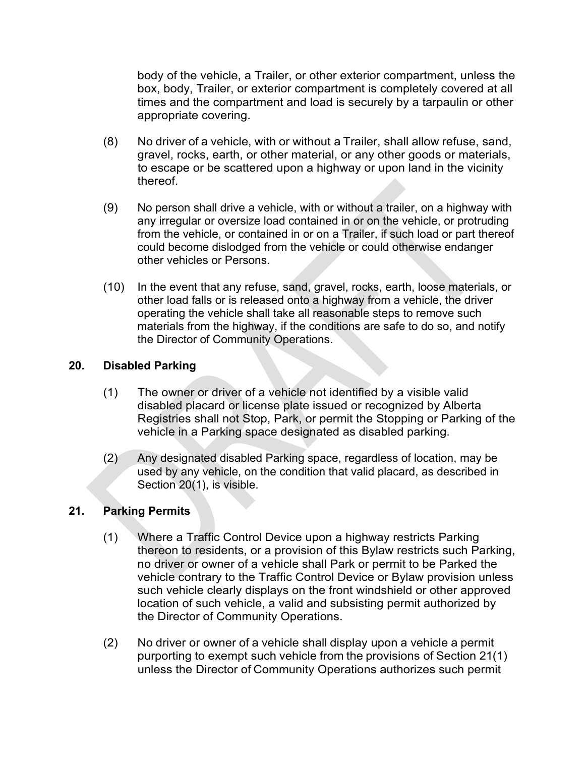body of the vehicle, a Trailer, or other exterior compartment, unless the box, body, Trailer, or exterior compartment is completely covered at all times and the compartment and load is securely by a tarpaulin or other appropriate covering.

(8) No driver of a vehicle, with or without a Trailer, shall allow refuse, sand, gravel, rocks, earth, or other material, or any other goods or materials, to escape or be scattered upon a highway or upon land in the vicinity thereof.

(9) No person shall drive a vehicle, with or without a trailer, on a highway with any irregular or oversize load contained in or on the vehicle, or protruding from the vehicle, or contained in or on a Trailer, if such load or part thereof could become dislodged from the vehicle or could otherwise endanger other vehicles or Persons.

(10) In the event that any refuse, sand, gravel, rocks, earth, loose materials, or other load falls or is released onto a highway from a vehicle, the driver operating the vehicle shall take all reasonable steps to remove such materials from the highway, if the conditions are safe to do so, and notify the Director of Community Operations.

## 20. Disabled Parking

(1) The owner or driver of a vehicle not identified by a visible valid disabled placard or license plate issued or recognized by Alberta Registries shall not Stop, Park, or permit the Stopping or Parking of the vehicle in a Parking space designated as disabled parking.

(2) Any designated disabled Parking space, regardless of location, may be used by any vehicle, on the condition that valid placard, as described in Section 20(1), is visible.

## 21. Parking Permits

(1) Where a Traffic Control Device upon a highway restricts Parking thereon to residents, or a provision of this Bylaw restricts such Parking, no driver or owner of a vehicle shall Park or permit to be Parked the vehicle contrary to the Traffic Control Device or Bylaw provision unless such vehicle clearly displays on the front windshield or other approved location of such vehicle, a valid and subsisting permit authorized by the Director of Community Operations.

(2) No driver or owner of a vehicle shall display upon a vehicle a permit purporting to exempt such vehicle from the provisions of Section 21(1) unless the Director of Community Operations authorizes such permit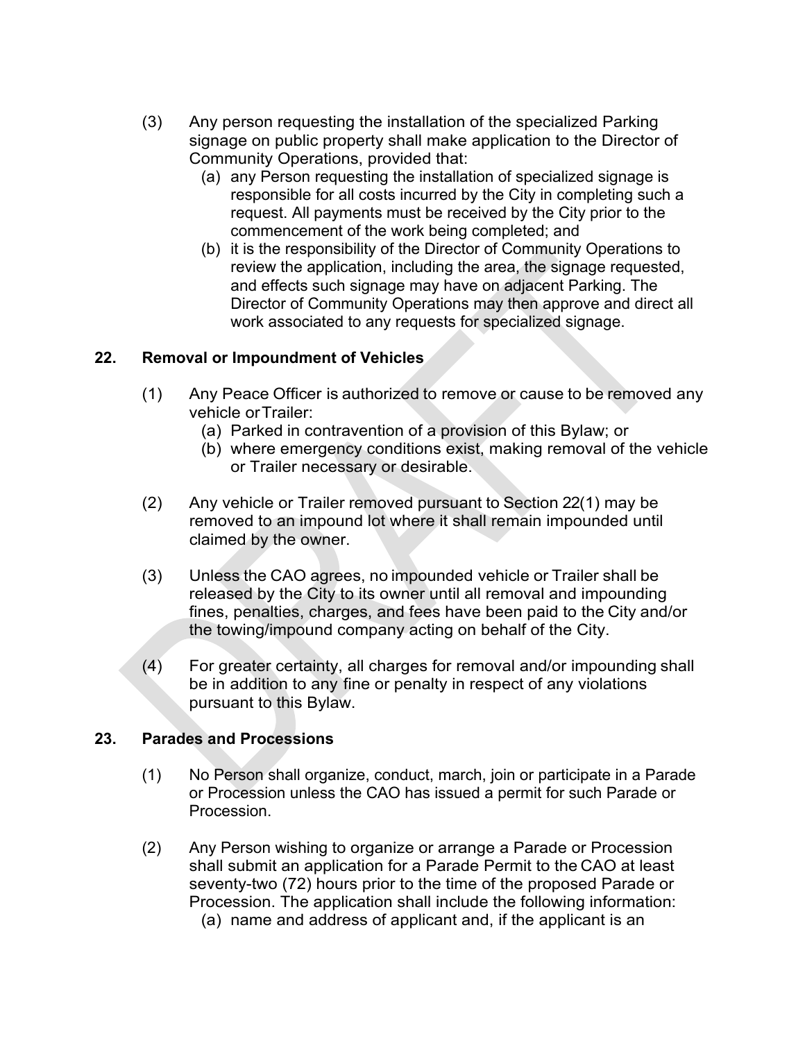(3) Any person requesting the installation of the specialized Parking signage on public property shall make application to the Director of Community Operations, provided that:
   (a) any Person requesting the installation of specialized signage is responsible for all costs incurred by the City in completing such a request. All payments must be received by the City prior to the commencement of the work being completed; and
   (b) it is the responsibility of the Director of Community Operations to review the application, including the area, the signage requested, and effects such signage may have on adjacent Parking. The Director of Community Operations may then approve and direct all work associated to any requests for specialized signage.

## 22. Removal or Impoundment of Vehicles

(1) Any Peace Officer is authorized to remove or cause to be removed any vehicle or Trailer:
   (a) Parked in contravention of a provision of this Bylaw; or
   (b) where emergency conditions exist, making removal of the vehicle or Trailer necessary or desirable.

(2) Any vehicle or Trailer removed pursuant to Section 22(1) may be removed to an impound lot where it shall remain impounded until claimed by the owner.

(3) Unless the CAO agrees, no impounded vehicle or Trailer shall be released by the City to its owner until all removal and impounding fines, penalties, charges, and fees have been paid to the City and/or the towing/impound company acting on behalf of the City.

(4) For greater certainty, all charges for removal and/or impounding shall be in addition to any fine or penalty in respect of any violations pursuant to this Bylaw.

## 23. Parades and Processions

(1) No Person shall organize, conduct, march, join or participate in a Parade or Procession unless the CAO has issued a permit for such Parade or Procession.

(2) Any Person wishing to organize or arrange a Parade or Procession shall submit an application for a Parade Permit to the CAO at least seventy-two (72) hours prior to the time of the proposed Parade or Procession. The application shall include the following information:
   (a) name and address of applicant and, if the applicant is an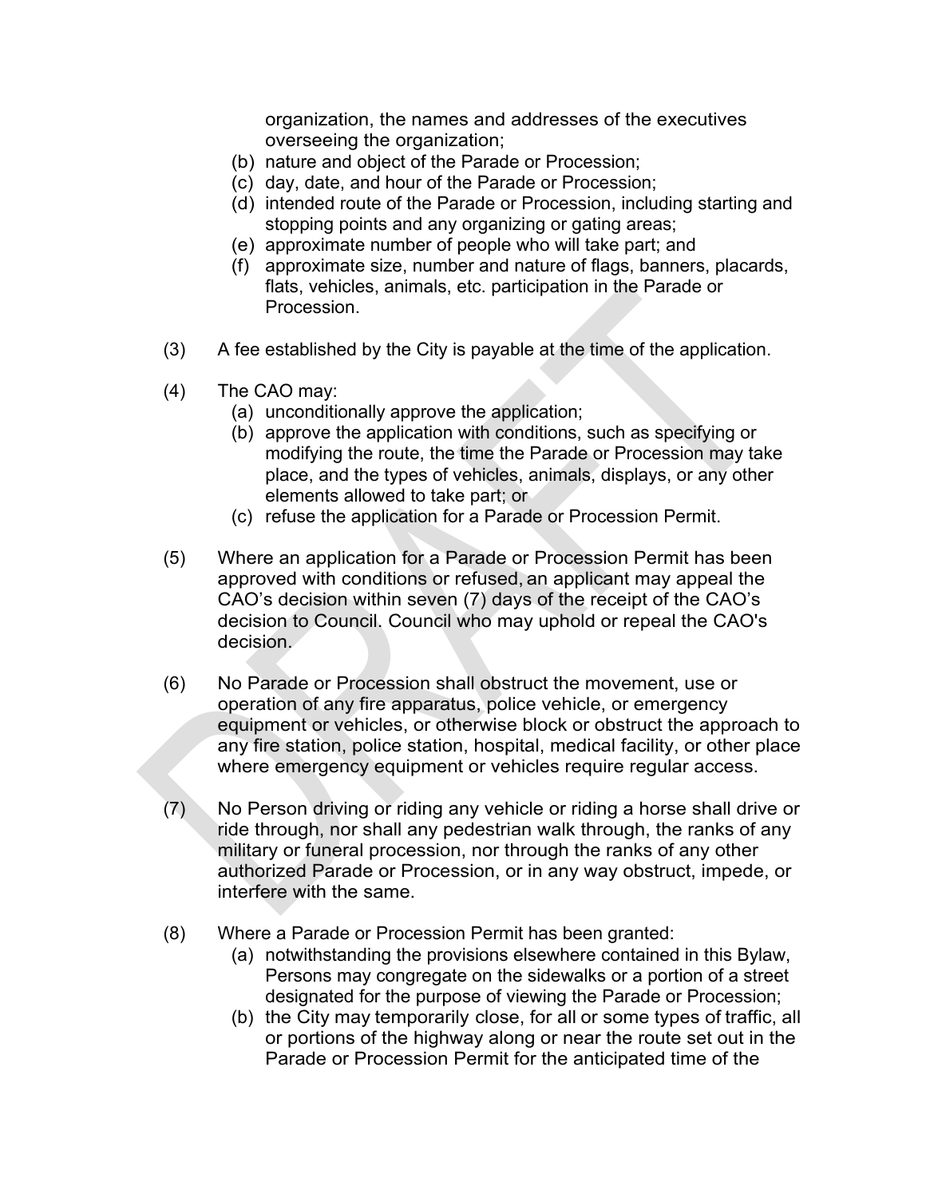organization, the names and addresses of the executives overseeing the organization;

(b) nature and object of the Parade or Procession;

(c) day, date, and hour of the Parade or Procession;

(d) intended route of the Parade or Procession, including starting and stopping points and any organizing or gating areas;

(e) approximate number of people who will take part; and

(f) approximate size, number and nature of flags, banners, placards, flats, vehicles, animals, etc. participation in the Parade or Procession.

(3) A fee established by the City is payable at the time of the application.

(4) The CAO may:

(a) unconditionally approve the application;

(b) approve the application with conditions, such as specifying or modifying the route, the time the Parade or Procession may take place, and the types of vehicles, animals, displays, or any other elements allowed to take part; or

(c) refuse the application for a Parade or Procession Permit.

(5) Where an application for a Parade or Procession Permit has been approved with conditions or refused, an applicant may appeal the CAO's decision within seven (7) days of the receipt of the CAO's decision to Council. Council who may uphold or repeal the CAO's decision.

(6) No Parade or Procession shall obstruct the movement, use or operation of any fire apparatus, police vehicle, or emergency equipment or vehicles, or otherwise block or obstruct the approach to any fire station, police station, hospital, medical facility, or other place where emergency equipment or vehicles require regular access.

(7) No Person driving or riding any vehicle or riding a horse shall drive or ride through, nor shall any pedestrian walk through, the ranks of any military or funeral procession, nor through the ranks of any other authorized Parade or Procession, or in any way obstruct, impede, or interfere with the same.

(8) Where a Parade or Procession Permit has been granted:

(a) notwithstanding the provisions elsewhere contained in this Bylaw, Persons may congregate on the sidewalks or a portion of a street designated for the purpose of viewing the Parade or Procession;

(b) the City may temporarily close, for all or some types of traffic, all or portions of the highway along or near the route set out in the Parade or Procession Permit for the anticipated time of the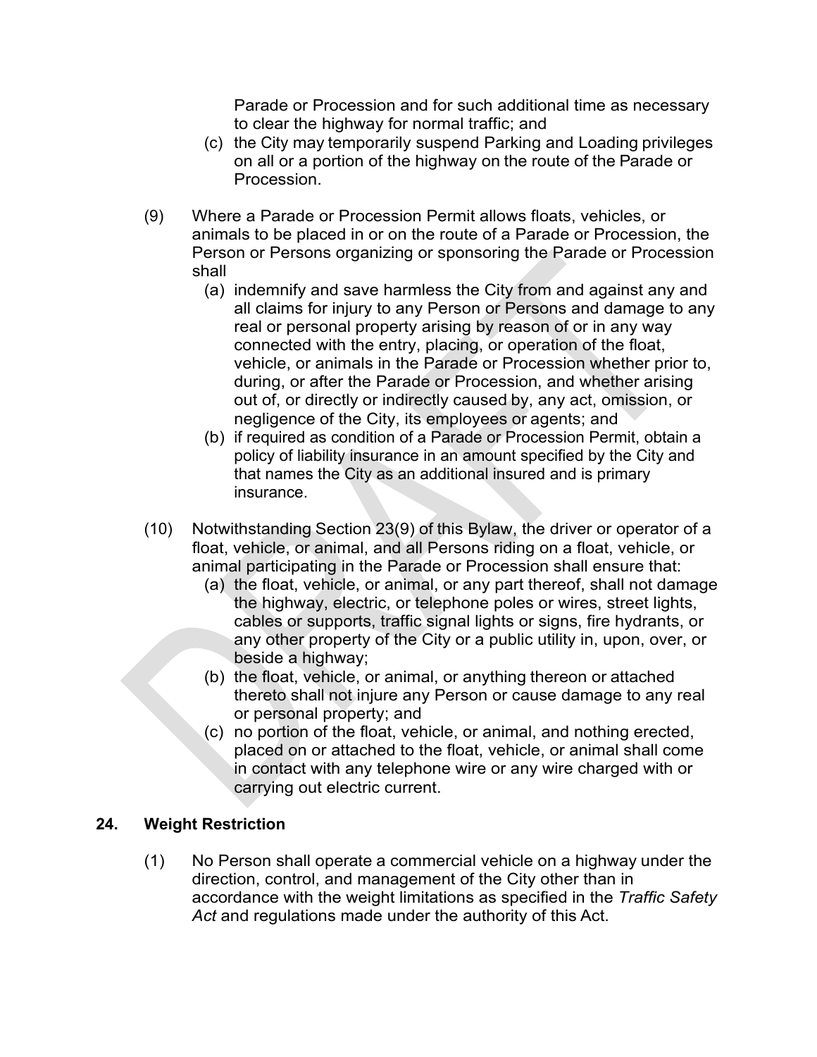Parade or Procession and for such additional time as necessary to clear the highway for normal traffic; and

(c) the City may temporarily suspend Parking and Loading privileges on all or a portion of the highway on the route of the Parade or Procession.

(9) Where a Parade or Procession Permit allows floats, vehicles, or animals to be placed in or on the route of a Parade or Procession, the Person or Persons organizing or sponsoring the Parade or Procession shall

(a) indemnify and save harmless the City from and against any and all claims for injury to any Person or Persons and damage to any real or personal property arising by reason of or in any way connected with the entry, placing, or operation of the float, vehicle, or animals in the Parade or Procession whether prior to, during, or after the Parade or Procession, and whether arising out of, or directly or indirectly caused by, any act, omission, or negligence of the City, its employees or agents; and

(b) if required as condition of a Parade or Procession Permit, obtain a policy of liability insurance in an amount specified by the City and that names the City as an additional insured and is primary insurance.

(10) Notwithstanding Section 23(9) of this Bylaw, the driver or operator of a float, vehicle, or animal, and all Persons riding on a float, vehicle, or animal participating in the Parade or Procession shall ensure that:

(a) the float, vehicle, or animal, or any part thereof, shall not damage the highway, electric, or telephone poles or wires, street lights, cables or supports, traffic signal lights or signs, fire hydrants, or any other property of the City or a public utility in, upon, over, or beside a highway;

(b) the float, vehicle, or animal, or anything thereon or attached thereto shall not injure any Person or cause damage to any real or personal property; and

(c) no portion of the float, vehicle, or animal, and nothing erected, placed on or attached to the float, vehicle, or animal shall come in contact with any telephone wire or any wire charged with or carrying out electric current.

## 24. Weight Restriction

(1) No Person shall operate a commercial vehicle on a highway under the direction, control, and management of the City other than in accordance with the weight limitations as specified in the *Traffic Safety Act* and regulations made under the authority of this Act.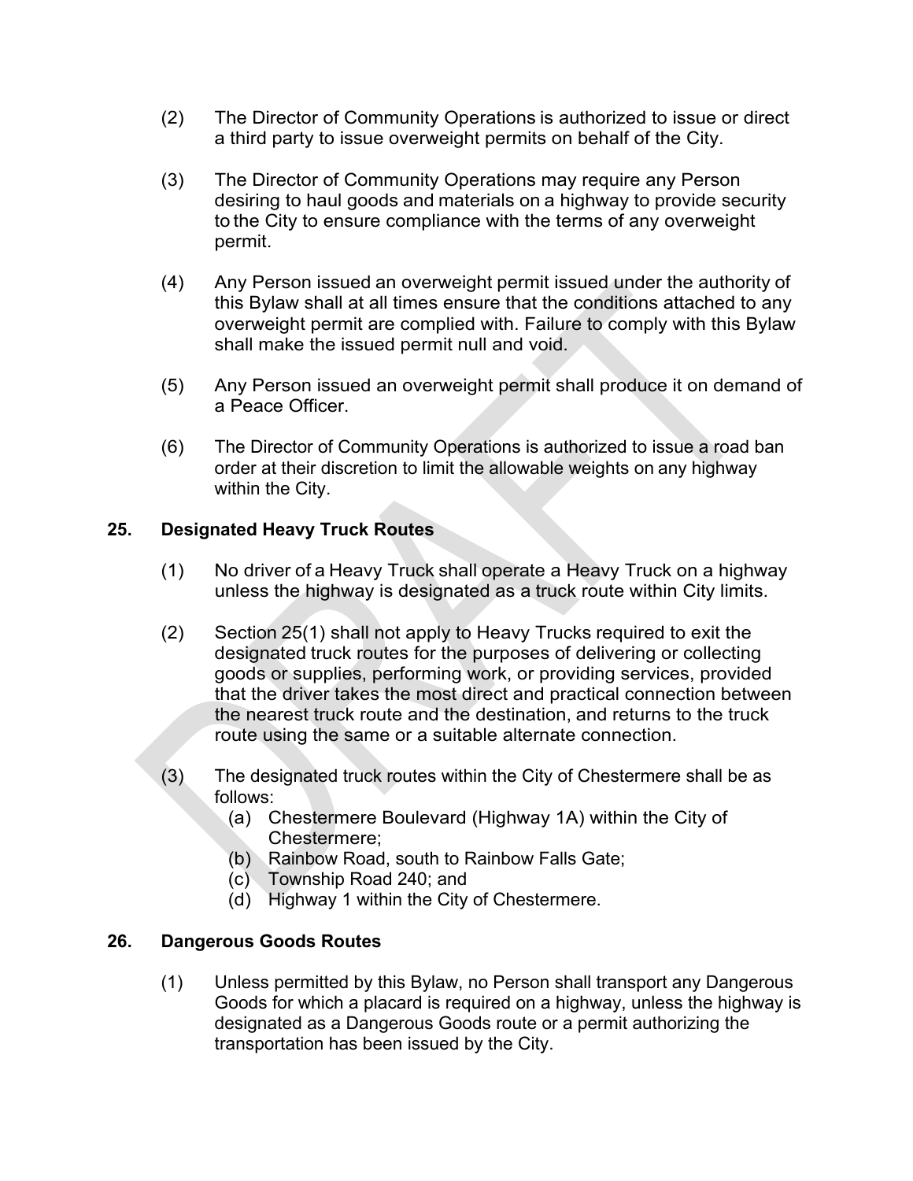(2) The Director of Community Operations is authorized to issue or direct a third party to issue overweight permits on behalf of the City.

(3) The Director of Community Operations may require any Person desiring to haul goods and materials on a highway to provide security to the City to ensure compliance with the terms of any overweight permit.

(4) Any Person issued an overweight permit issued under the authority of this Bylaw shall at all times ensure that the conditions attached to any overweight permit are complied with. Failure to comply with this Bylaw shall make the issued permit null and void.

(5) Any Person issued an overweight permit shall produce it on demand of a Peace Officer.

(6) The Director of Community Operations is authorized to issue a road ban order at their discretion to limit the allowable weights on any highway within the City.

## 25. Designated Heavy Truck Routes

(1) No driver of a Heavy Truck shall operate a Heavy Truck on a highway unless the highway is designated as a truck route within City limits.

(2) Section 25(1) shall not apply to Heavy Trucks required to exit the designated truck routes for the purposes of delivering or collecting goods or supplies, performing work, or providing services, provided that the driver takes the most direct and practical connection between the nearest truck route and the destination, and returns to the truck route using the same or a suitable alternate connection.

(3) The designated truck routes within the City of Chestermere shall be as follows:

- (a) Chestermere Boulevard (Highway 1A) within the City of Chestermere;
- (b) Rainbow Road, south to Rainbow Falls Gate;
- (c) Township Road 240; and
- (d) Highway 1 within the City of Chestermere.

## 26. Dangerous Goods Routes

(1) Unless permitted by this Bylaw, no Person shall transport any Dangerous Goods for which a placard is required on a highway, unless the highway is designated as a Dangerous Goods route or a permit authorizing the transportation has been issued by the City.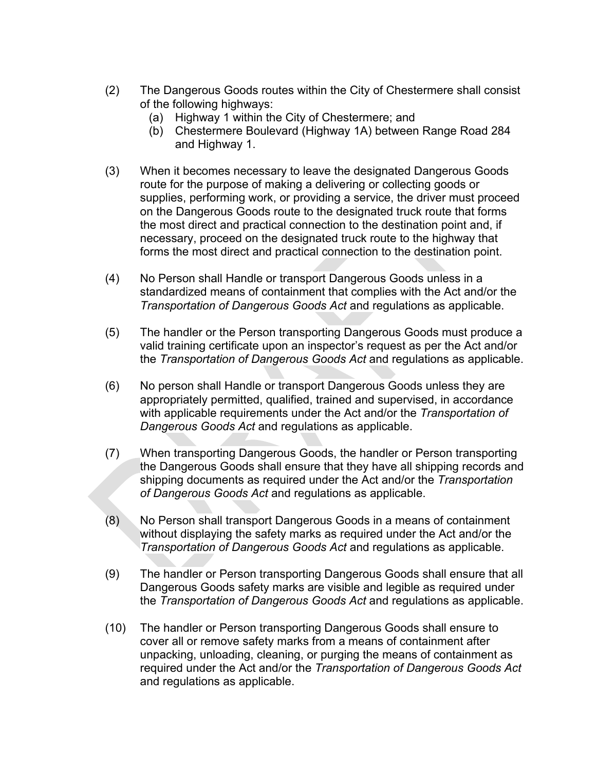(2) The Dangerous Goods routes within the City of Chestermere shall consist of the following highways:
   (a) Highway 1 within the City of Chestermere; and
   (b) Chestermere Boulevard (Highway 1A) between Range Road 284 and Highway 1.

(3) When it becomes necessary to leave the designated Dangerous Goods route for the purpose of making a delivering or collecting goods or supplies, performing work, or providing a service, the driver must proceed on the Dangerous Goods route to the designated truck route that forms the most direct and practical connection to the destination point and, if necessary, proceed on the designated truck route to the highway that forms the most direct and practical connection to the destination point.

(4) No Person shall Handle or transport Dangerous Goods unless in a standardized means of containment that complies with the Act and/or the *Transportation of Dangerous Goods Act* and regulations as applicable.

(5) The handler or the Person transporting Dangerous Goods must produce a valid training certificate upon an inspector's request as per the Act and/or the *Transportation of Dangerous Goods Act* and regulations as applicable.

(6) No person shall Handle or transport Dangerous Goods unless they are appropriately permitted, qualified, trained and supervised, in accordance with applicable requirements under the Act and/or the *Transportation of Dangerous Goods Act* and regulations as applicable.

(7) When transporting Dangerous Goods, the handler or Person transporting the Dangerous Goods shall ensure that they have all shipping records and shipping documents as required under the Act and/or the *Transportation of Dangerous Goods Act* and regulations as applicable.

(8) No Person shall transport Dangerous Goods in a means of containment without displaying the safety marks as required under the Act and/or the *Transportation of Dangerous Goods Act* and regulations as applicable.

(9) The handler or Person transporting Dangerous Goods shall ensure that all Dangerous Goods safety marks are visible and legible as required under the *Transportation of Dangerous Goods Act* and regulations as applicable.

(10) The handler or Person transporting Dangerous Goods shall ensure to cover all or remove safety marks from a means of containment after unpacking, unloading, cleaning, or purging the means of containment as required under the Act and/or the *Transportation of Dangerous Goods Act* and regulations as applicable.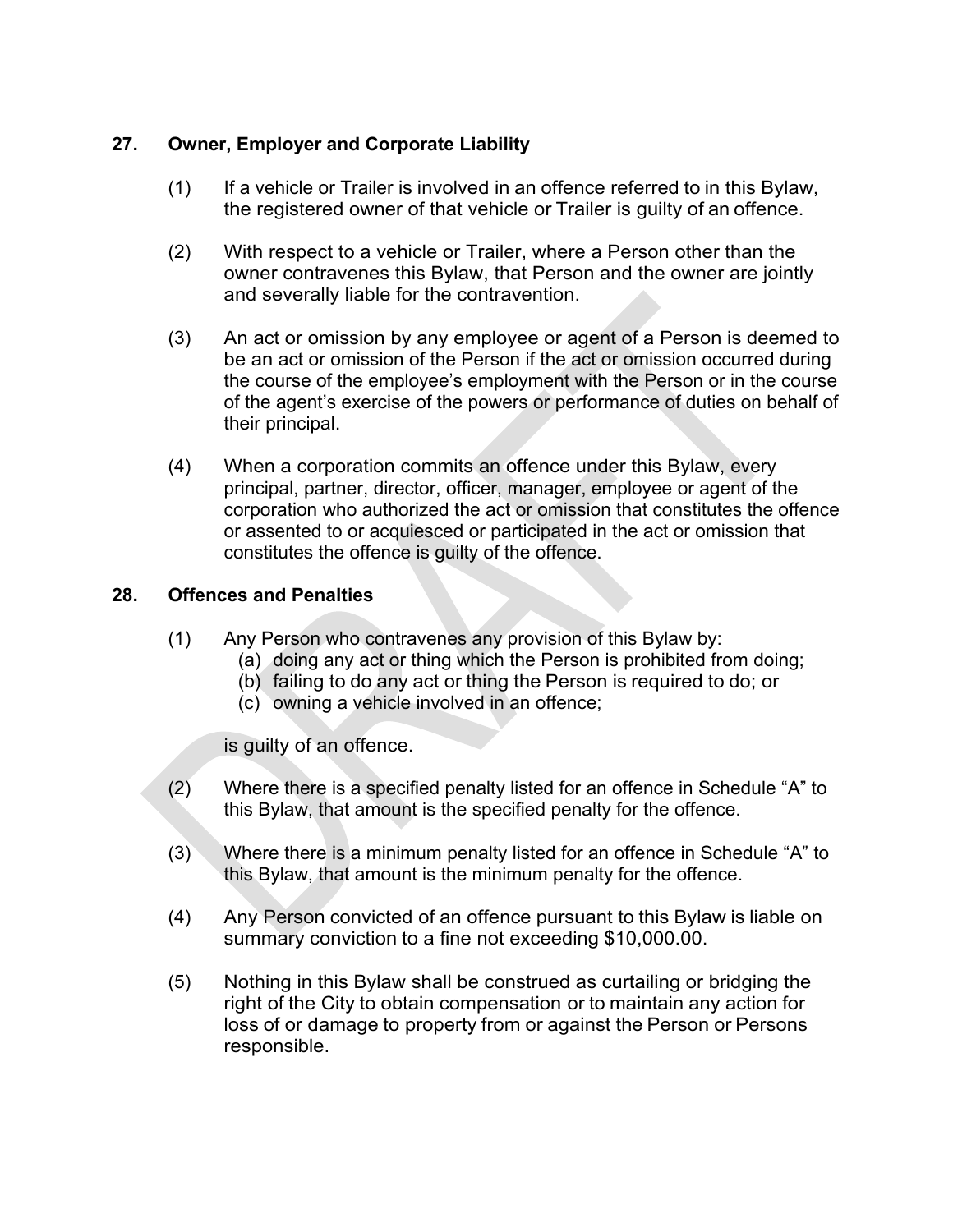## 27. Owner, Employer and Corporate Liability

(1) If a vehicle or Trailer is involved in an offence referred to in this Bylaw, the registered owner of that vehicle or Trailer is guilty of an offence.

(2) With respect to a vehicle or Trailer, where a Person other than the owner contravenes this Bylaw, that Person and the owner are jointly and severally liable for the contravention.

(3) An act or omission by any employee or agent of a Person is deemed to be an act or omission of the Person if the act or omission occurred during the course of the employee's employment with the Person or in the course of the agent's exercise of the powers or performance of duties on behalf of their principal.

(4) When a corporation commits an offence under this Bylaw, every principal, partner, director, officer, manager, employee or agent of the corporation who authorized the act or omission that constitutes the offence or assented to or acquiesced or participated in the act or omission that constitutes the offence is guilty of the offence.

## 28. Offences and Penalties

(1) Any Person who contravenes any provision of this Bylaw by:

- (a) doing any act or thing which the Person is prohibited from doing;
- (b) failing to do any act or thing the Person is required to do; or
- (c) owning a vehicle involved in an offence;

is guilty of an offence.

(2) Where there is a specified penalty listed for an offence in Schedule "A" to this Bylaw, that amount is the specified penalty for the offence.

(3) Where there is a minimum penalty listed for an offence in Schedule "A" to this Bylaw, that amount is the minimum penalty for the offence.

(4) Any Person convicted of an offence pursuant to this Bylaw is liable on summary conviction to a fine not exceeding $10,000.00.

(5) Nothing in this Bylaw shall be construed as curtailing or bridging the right of the City to obtain compensation or to maintain any action for loss of or damage to property from or against the Person or Persons responsible.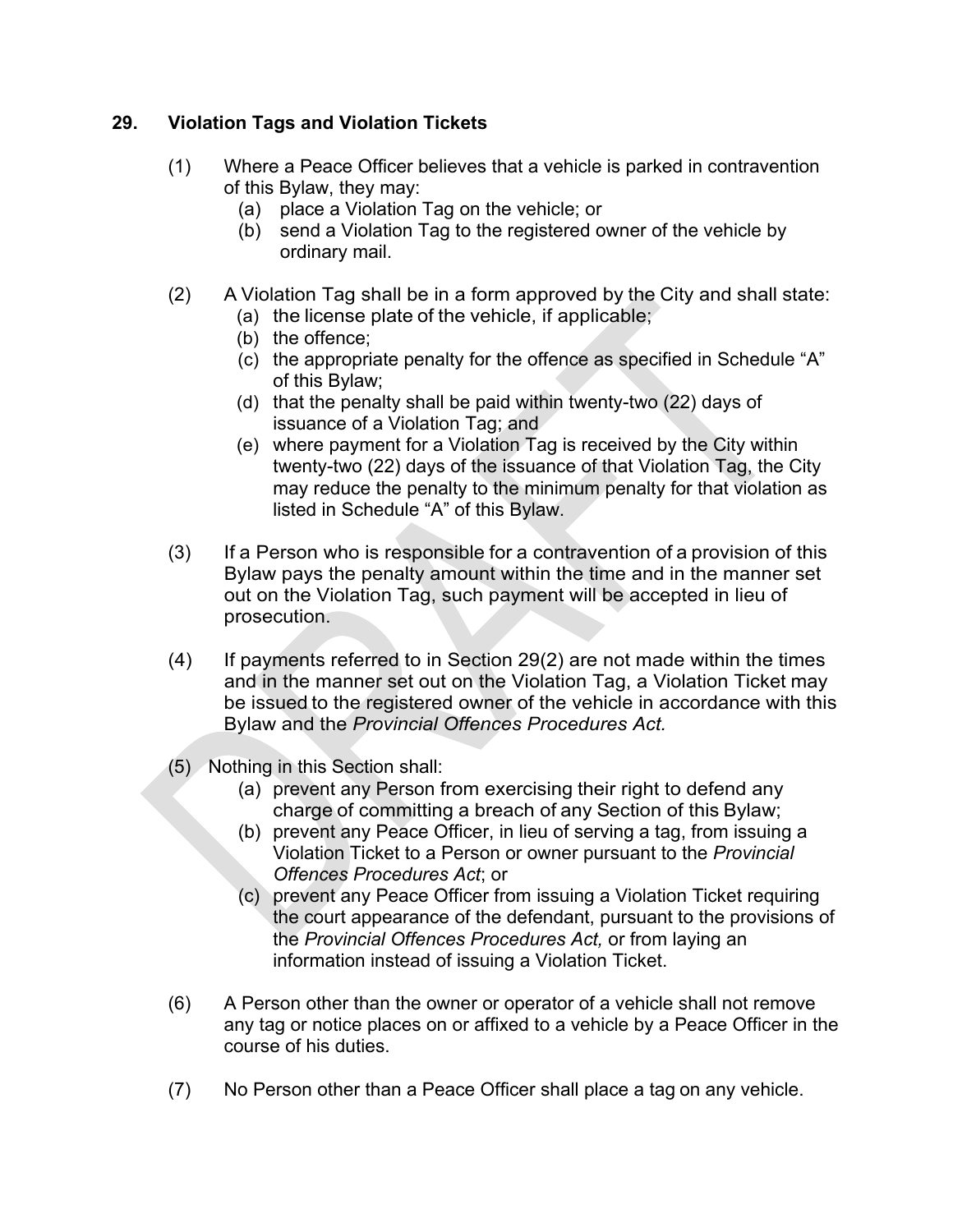## 29. Violation Tags and Violation Tickets

(1) Where a Peace Officer believes that a vehicle is parked in contravention of this Bylaw, they may:
   (a) place a Violation Tag on the vehicle; or
   (b) send a Violation Tag to the registered owner of the vehicle by ordinary mail.

(2) A Violation Tag shall be in a form approved by the City and shall state:
   (a) the license plate of the vehicle, if applicable;
   (b) the offence;
   (c) the appropriate penalty for the offence as specified in Schedule "A" of this Bylaw;
   (d) that the penalty shall be paid within twenty-two (22) days of issuance of a Violation Tag; and
   (e) where payment for a Violation Tag is received by the City within twenty-two (22) days of the issuance of that Violation Tag, the City may reduce the penalty to the minimum penalty for that violation as listed in Schedule "A" of this Bylaw.

(3) If a Person who is responsible for a contravention of a provision of this Bylaw pays the penalty amount within the time and in the manner set out on the Violation Tag, such payment will be accepted in lieu of prosecution.

(4) If payments referred to in Section 29(2) are not made within the times and in the manner set out on the Violation Tag, a Violation Ticket may be issued to the registered owner of the vehicle in accordance with this Bylaw and the *Provincial Offences Procedures Act.*

(5) Nothing in this Section shall:
   (a) prevent any Person from exercising their right to defend any charge of committing a breach of any Section of this Bylaw;
   (b) prevent any Peace Officer, in lieu of serving a tag, from issuing a Violation Ticket to a Person or owner pursuant to the *Provincial Offences Procedures Act*; or
   (c) prevent any Peace Officer from issuing a Violation Ticket requiring the court appearance of the defendant, pursuant to the provisions of the *Provincial Offences Procedures Act,* or from laying an information instead of issuing a Violation Ticket.

(6) A Person other than the owner or operator of a vehicle shall not remove any tag or notice places on or affixed to a vehicle by a Peace Officer in the course of his duties.

(7) No Person other than a Peace Officer shall place a tag on any vehicle.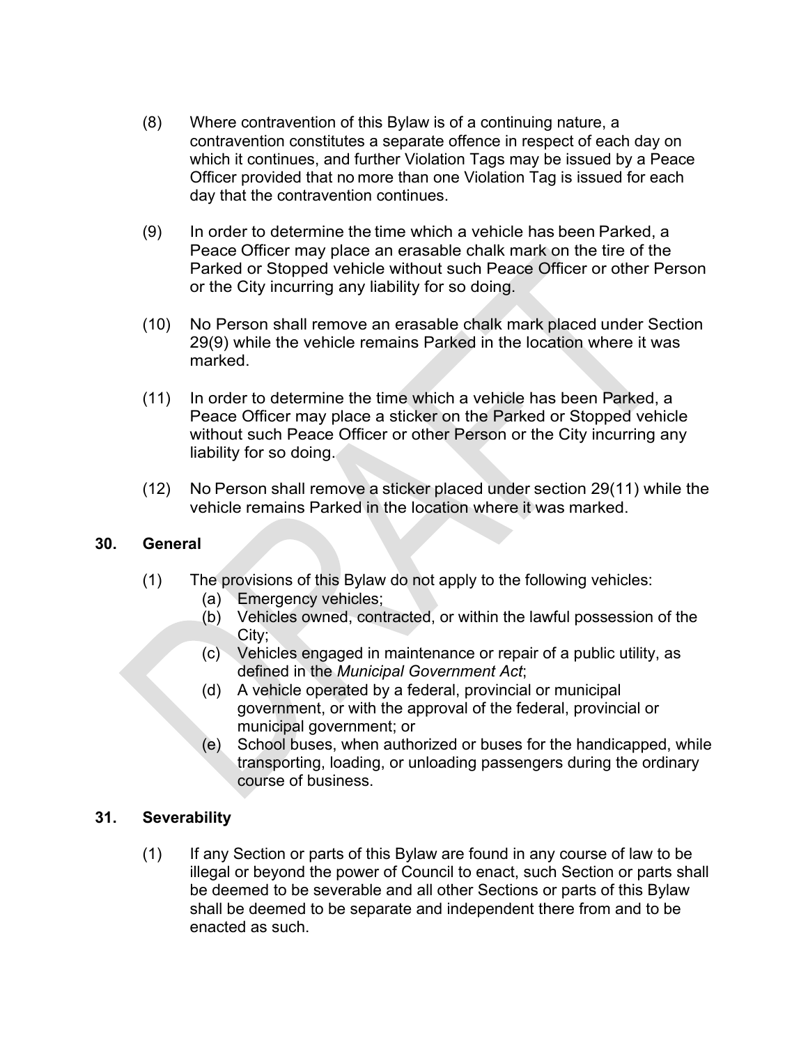(8) Where contravention of this Bylaw is of a continuing nature, a contravention constitutes a separate offence in respect of each day on which it continues, and further Violation Tags may be issued by a Peace Officer provided that no more than one Violation Tag is issued for each day that the contravention continues.

(9) In order to determine the time which a vehicle has been Parked, a Peace Officer may place an erasable chalk mark on the tire of the Parked or Stopped vehicle without such Peace Officer or other Person or the City incurring any liability for so doing.

(10) No Person shall remove an erasable chalk mark placed under Section 29(9) while the vehicle remains Parked in the location where it was marked.

(11) In order to determine the time which a vehicle has been Parked, a Peace Officer may place a sticker on the Parked or Stopped vehicle without such Peace Officer or other Person or the City incurring any liability for so doing.

(12) No Person shall remove a sticker placed under section 29(11) while the vehicle remains Parked in the location where it was marked.

## 30. General

(1) The provisions of this Bylaw do not apply to the following vehicles:
   - (a) Emergency vehicles;
   - (b) Vehicles owned, contracted, or within the lawful possession of the City;
   - (c) Vehicles engaged in maintenance or repair of a public utility, as defined in the *Municipal Government Act*;
   - (d) A vehicle operated by a federal, provincial or municipal government, or with the approval of the federal, provincial or municipal government; or
   - (e) School buses, when authorized or buses for the handicapped, while transporting, loading, or unloading passengers during the ordinary course of business.

## 31. Severability

(1) If any Section or parts of this Bylaw are found in any course of law to be illegal or beyond the power of Council to enact, such Section or parts shall be deemed to be severable and all other Sections or parts of this Bylaw shall be deemed to be separate and independent there from and to be enacted as such.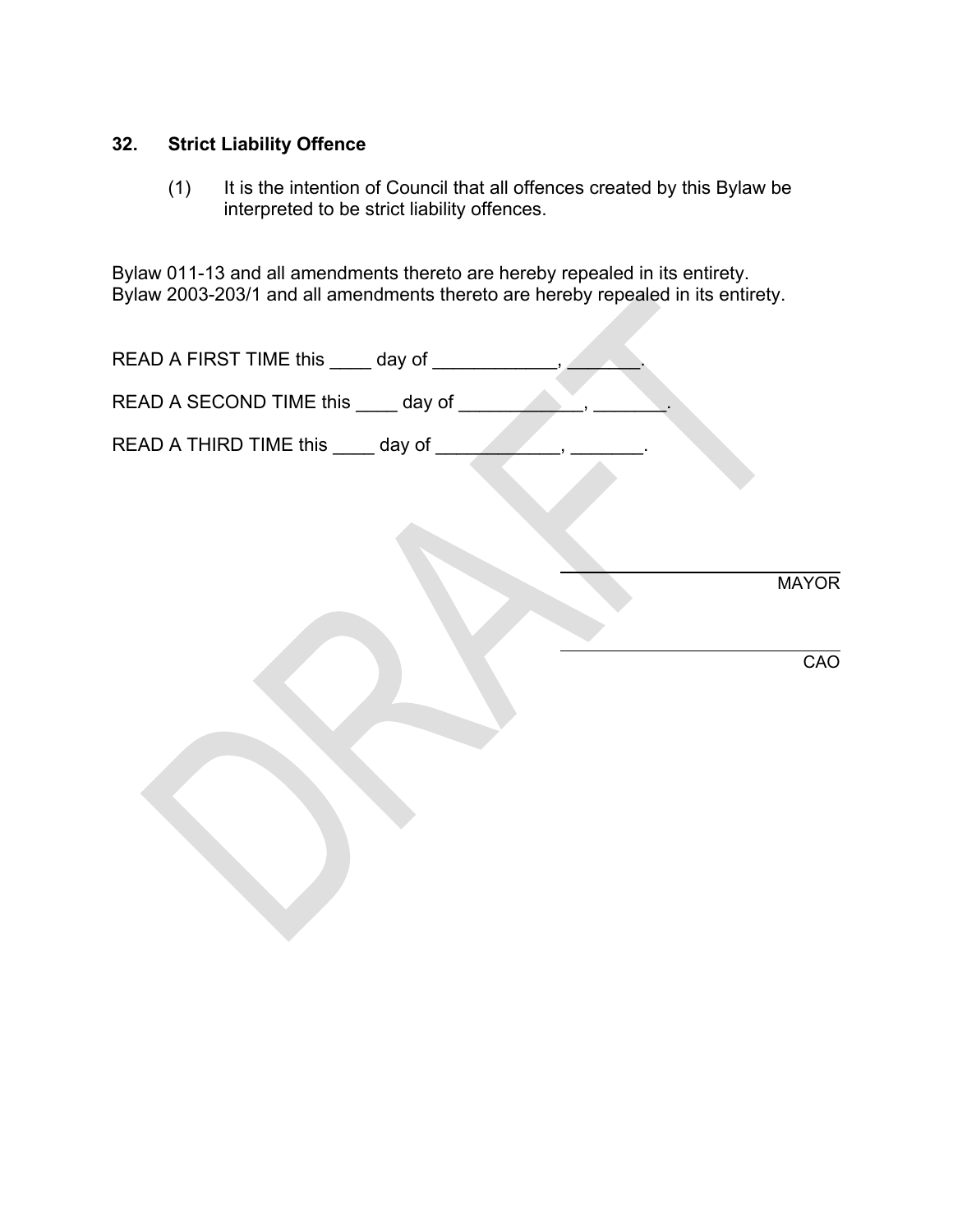## 32. Strict Liability Offence

(1) It is the intention of Council that all offences created by this Bylaw be interpreted to be strict liability offences.

Bylaw 011-13 and all amendments thereto are hereby repealed in its entirety.
Bylaw 2003-203/1 and all amendments thereto are hereby repealed in its entirety.

READ A FIRST TIME this ____ day of ____________, _______.

READ A SECOND TIME this ____ day of ____________, _______.

READ A THIRD TIME this ____ day of ____________, _______.

\_\_\_\_\_\_\_\_\_\_\_\_\_\_\_\_\_\_\_\_\_\_\_\_\_\_\_\_
MAYOR

\_\_\_\_\_\_\_\_\_\_\_\_\_\_\_\_\_\_\_\_\_\_\_\_\_\_\_\_
CAO

DRAFT